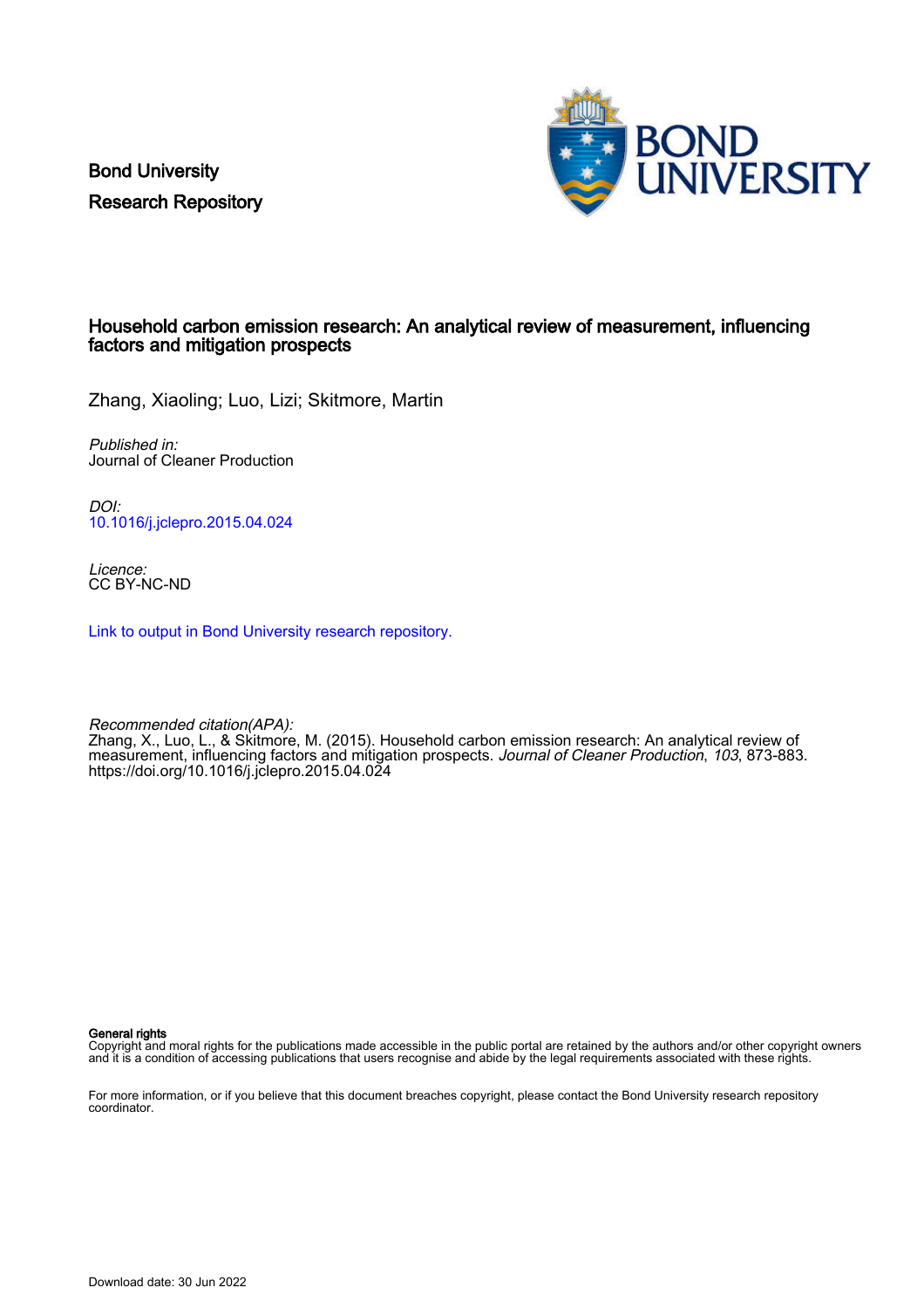Bond University
Research Repository

# Household carbon emission research: An analytical review of measurement, influencing factors and mitigation prospects

Zhang, Xiaoling; Luo, Lizi; Skitmore, Martin

*Published in:*
Journal of Cleaner Production

*DOI:*
10.1016/j.jclepro.2015.04.024

*Licence:*
CC BY-NC-ND

Link to output in Bond University research repository.

*Recommended citation(APA):*
Zhang, X., Luo, L., & Skitmore, M. (2015). Household carbon emission research: An analytical review of measurement, influencing factors and mitigation prospects. *Journal of Cleaner Production*, *103*, 873-883. https://doi.org/10.1016/j.jclepro.2015.04.024

**General rights**
Copyright and moral rights for the publications made accessible in the public portal are retained by the authors and/or other copyright owners and it is a condition of accessing publications that users recognise and abide by the legal requirements associated with these rights.

For more information, or if you believe that this document breaches copyright, please contact the Bond University research repository coordinator.

Download date: 30 Jun 2022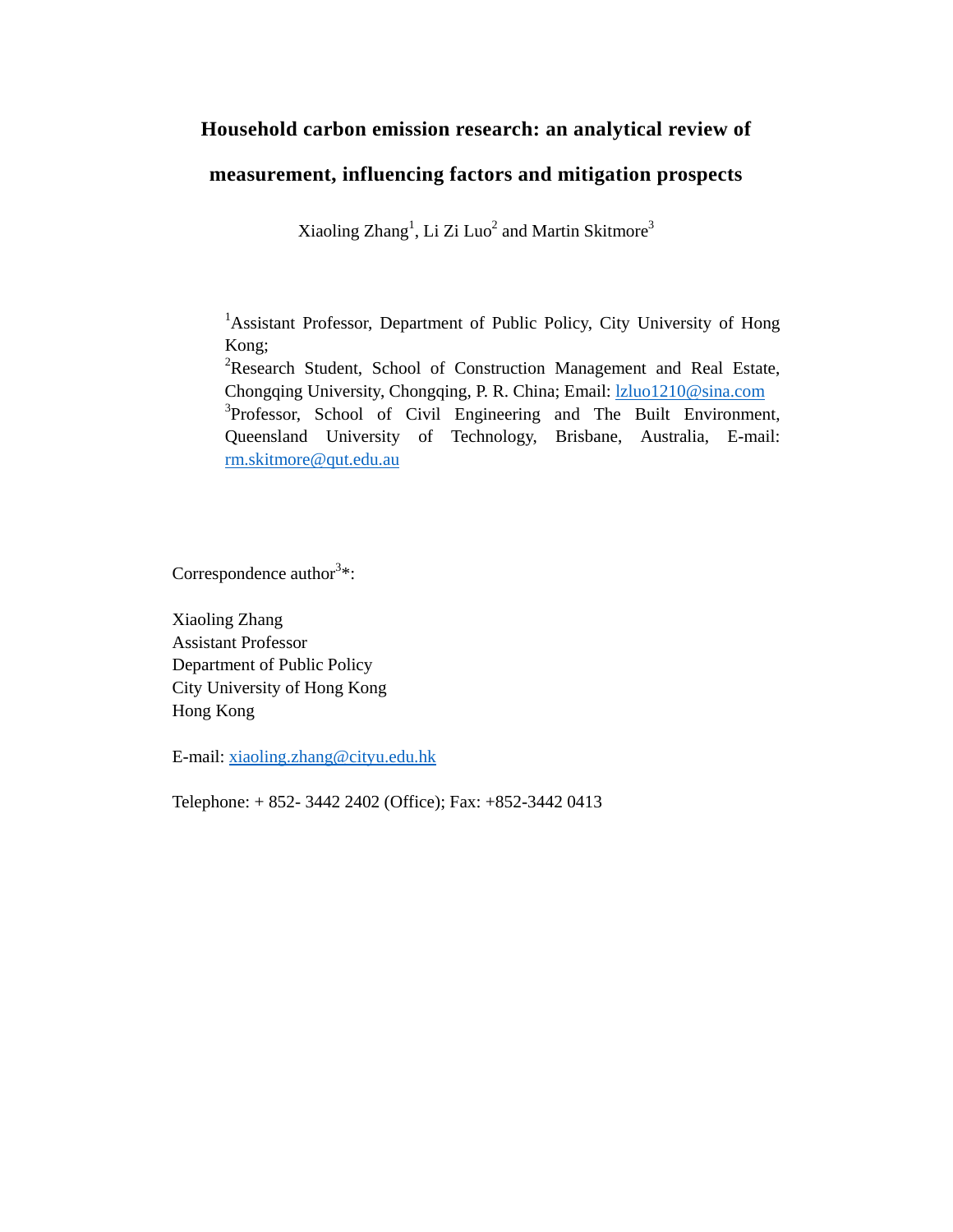# Household carbon emission research: an analytical review of measurement, influencing factors and mitigation prospects

Xiaoling Zhang[1], Li Zi Luo[2] and Martin Skitmore[3]

[1]Assistant Professor, Department of Public Policy, City University of Hong Kong;
[2]Research Student, School of Construction Management and Real Estate, Chongqing University, Chongqing, P. R. China; Email: lzluo1210@sina.com
[3]Professor, School of Civil Engineering and The Built Environment, Queensland University of Technology, Brisbane, Australia, E-mail: rm.skitmore@qut.edu.au

Correspondence author[3]*:

Xiaoling Zhang
Assistant Professor
Department of Public Policy
City University of Hong Kong
Hong Kong

E-mail: xiaoling.zhang@cityu.edu.hk

Telephone: + 852- 3442 2402 (Office); Fax: +852-3442 0413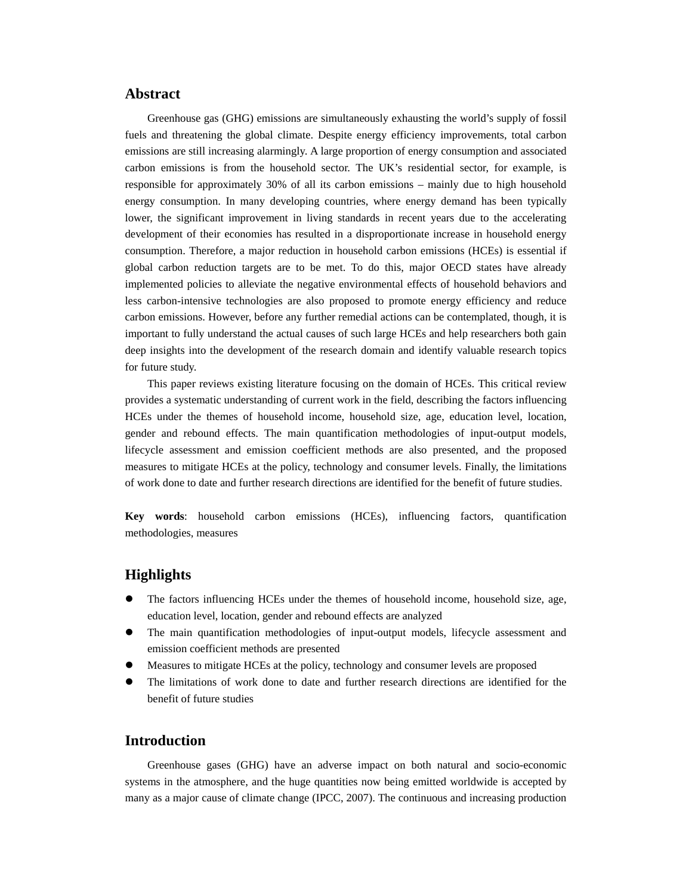## Abstract

Greenhouse gas (GHG) emissions are simultaneously exhausting the world's supply of fossil fuels and threatening the global climate. Despite energy efficiency improvements, total carbon emissions are still increasing alarmingly. A large proportion of energy consumption and associated carbon emissions is from the household sector. The UK's residential sector, for example, is responsible for approximately 30% of all its carbon emissions – mainly due to high household energy consumption. In many developing countries, where energy demand has been typically lower, the significant improvement in living standards in recent years due to the accelerating development of their economies has resulted in a disproportionate increase in household energy consumption. Therefore, a major reduction in household carbon emissions (HCEs) is essential if global carbon reduction targets are to be met. To do this, major OECD states have already implemented policies to alleviate the negative environmental effects of household behaviors and less carbon-intensive technologies are also proposed to promote energy efficiency and reduce carbon emissions. However, before any further remedial actions can be contemplated, though, it is important to fully understand the actual causes of such large HCEs and help researchers both gain deep insights into the development of the research domain and identify valuable research topics for future study.

This paper reviews existing literature focusing on the domain of HCEs. This critical review provides a systematic understanding of current work in the field, describing the factors influencing HCEs under the themes of household income, household size, age, education level, location, gender and rebound effects. The main quantification methodologies of input-output models, lifecycle assessment and emission coefficient methods are also presented, and the proposed measures to mitigate HCEs at the policy, technology and consumer levels. Finally, the limitations of work done to date and further research directions are identified for the benefit of future studies.

**Key words**: household carbon emissions (HCEs), influencing factors, quantification methodologies, measures

## Highlights

- The factors influencing HCEs under the themes of household income, household size, age, education level, location, gender and rebound effects are analyzed
- The main quantification methodologies of input-output models, lifecycle assessment and emission coefficient methods are presented
- Measures to mitigate HCEs at the policy, technology and consumer levels are proposed
- The limitations of work done to date and further research directions are identified for the benefit of future studies

## Introduction

Greenhouse gases (GHG) have an adverse impact on both natural and socio-economic systems in the atmosphere, and the huge quantities now being emitted worldwide is accepted by many as a major cause of climate change (IPCC, 2007). The continuous and increasing production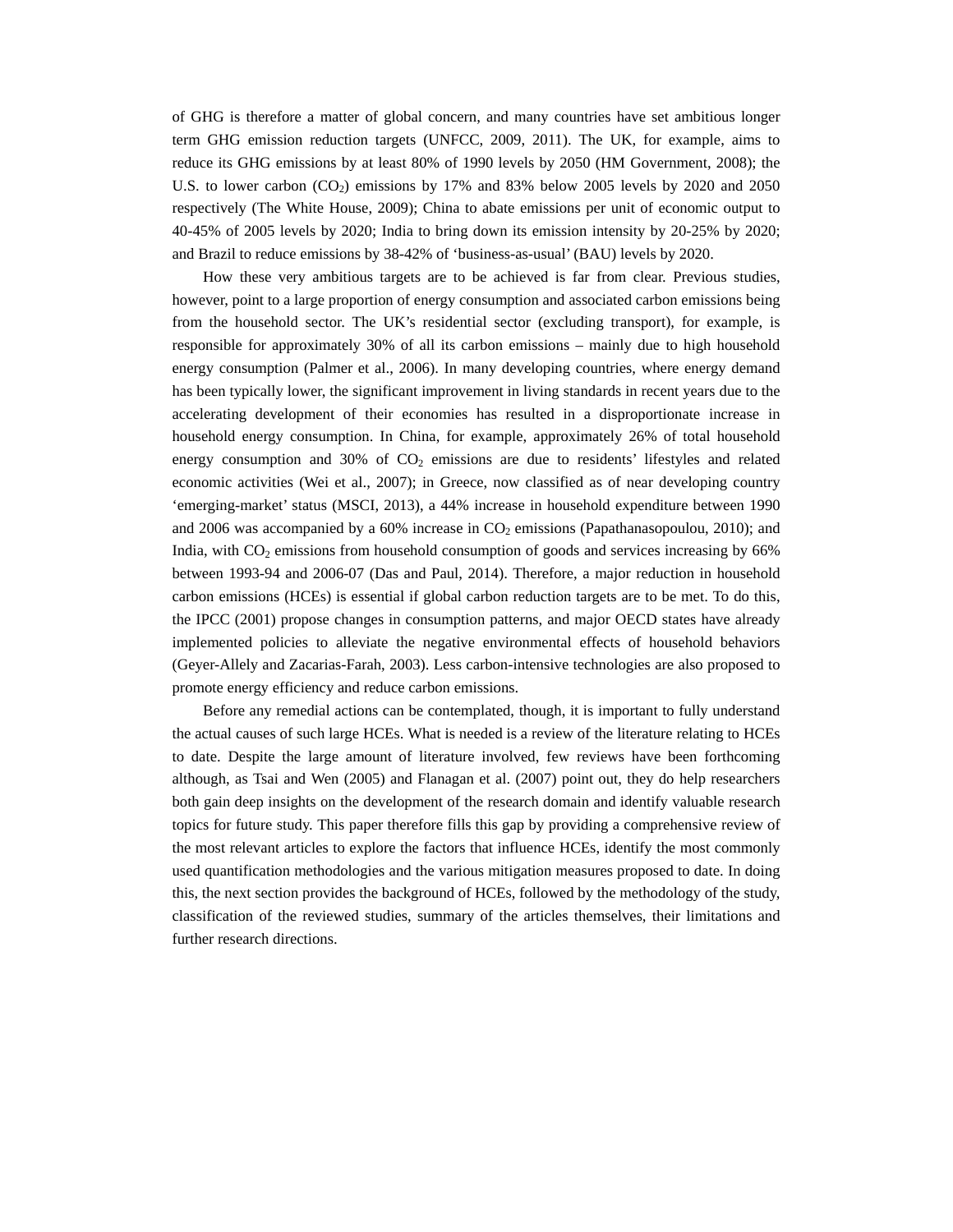of GHG is therefore a matter of global concern, and many countries have set ambitious longer term GHG emission reduction targets (UNFCC, 2009, 2011). The UK, for example, aims to reduce its GHG emissions by at least 80% of 1990 levels by 2050 (HM Government, 2008); the U.S. to lower carbon ($CO_2$) emissions by 17% and 83% below 2005 levels by 2020 and 2050 respectively (The White House, 2009); China to abate emissions per unit of economic output to 40-45% of 2005 levels by 2020; India to bring down its emission intensity by 20-25% by 2020; and Brazil to reduce emissions by 38-42% of 'business-as-usual' (BAU) levels by 2020.

How these very ambitious targets are to be achieved is far from clear. Previous studies, however, point to a large proportion of energy consumption and associated carbon emissions being from the household sector. The UK's residential sector (excluding transport), for example, is responsible for approximately 30% of all its carbon emissions – mainly due to high household energy consumption (Palmer et al., 2006). In many developing countries, where energy demand has been typically lower, the significant improvement in living standards in recent years due to the accelerating development of their economies has resulted in a disproportionate increase in household energy consumption. In China, for example, approximately 26% of total household energy consumption and 30% of $CO_2$ emissions are due to residents' lifestyles and related economic activities (Wei et al., 2007); in Greece, now classified as of near developing country 'emerging-market' status (MSCI, 2013), a 44% increase in household expenditure between 1990 and 2006 was accompanied by a 60% increase in $CO_2$ emissions (Papathanasopoulou, 2010); and India, with $CO_2$ emissions from household consumption of goods and services increasing by 66% between 1993-94 and 2006-07 (Das and Paul, 2014). Therefore, a major reduction in household carbon emissions (HCEs) is essential if global carbon reduction targets are to be met. To do this, the IPCC (2001) propose changes in consumption patterns, and major OECD states have already implemented policies to alleviate the negative environmental effects of household behaviors (Geyer-Allely and Zacarias-Farah, 2003). Less carbon-intensive technologies are also proposed to promote energy efficiency and reduce carbon emissions.

Before any remedial actions can be contemplated, though, it is important to fully understand the actual causes of such large HCEs. What is needed is a review of the literature relating to HCEs to date. Despite the large amount of literature involved, few reviews have been forthcoming although, as Tsai and Wen (2005) and Flanagan et al. (2007) point out, they do help researchers both gain deep insights on the development of the research domain and identify valuable research topics for future study. This paper therefore fills this gap by providing a comprehensive review of the most relevant articles to explore the factors that influence HCEs, identify the most commonly used quantification methodologies and the various mitigation measures proposed to date. In doing this, the next section provides the background of HCEs, followed by the methodology of the study, classification of the reviewed studies, summary of the articles themselves, their limitations and further research directions.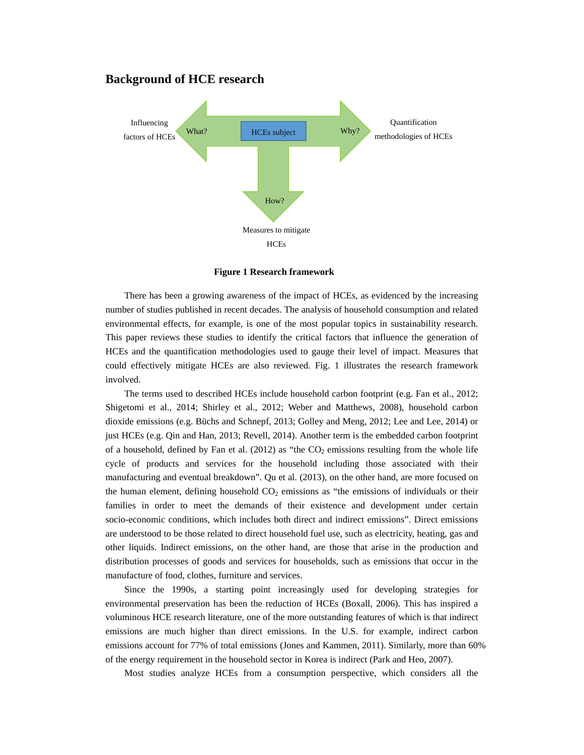## Background of HCE research

Influencing factors of HCEs

What?

HCEs subject

Why?

Quantification methodologies of HCEs

How?

Measures to mitigate HCEs

**Figure 1 Research framework**

There has been a growing awareness of the impact of HCEs, as evidenced by the increasing number of studies published in recent decades. The analysis of household consumption and related environmental effects, for example, is one of the most popular topics in sustainability research. This paper reviews these studies to identify the critical factors that influence the generation of HCEs and the quantification methodologies used to gauge their level of impact. Measures that could effectively mitigate HCEs are also reviewed. Fig. 1 illustrates the research framework involved.

The terms used to described HCEs include household carbon footprint (e.g. Fan et al., 2012; Shigetomi et al., 2014; Shirley et al., 2012; Weber and Matthews, 2008), household carbon dioxide emissions (e.g. Büchs and Schnepf, 2013; Golley and Meng, 2012; Lee and Lee, 2014) or just HCEs (e.g. Qin and Han, 2013; Revell, 2014). Another term is the embedded carbon footprint of a household, defined by Fan et al. (2012) as "the $CO_2$ emissions resulting from the whole life cycle of products and services for the household including those associated with their manufacturing and eventual breakdown". Qu et al. (2013), on the other hand, are more focused on the human element, defining household $CO_2$ emissions as "the emissions of individuals or their families in order to meet the demands of their existence and development under certain socio-economic conditions, which includes both direct and indirect emissions". Direct emissions are understood to be those related to direct household fuel use, such as electricity, heating, gas and other liquids. Indirect emissions, on the other hand, are those that arise in the production and distribution processes of goods and services for households, such as emissions that occur in the manufacture of food, clothes, furniture and services.

Since the 1990s, a starting point increasingly used for developing strategies for environmental preservation has been the reduction of HCEs (Boxall, 2006). This has inspired a voluminous HCE research literature, one of the more outstanding features of which is that indirect emissions are much higher than direct emissions. In the U.S. for example, indirect carbon emissions account for 77% of total emissions (Jones and Kammen, 2011). Similarly, more than 60% of the energy requirement in the household sector in Korea is indirect (Park and Heo, 2007).

Most studies analyze HCEs from a consumption perspective, which considers all the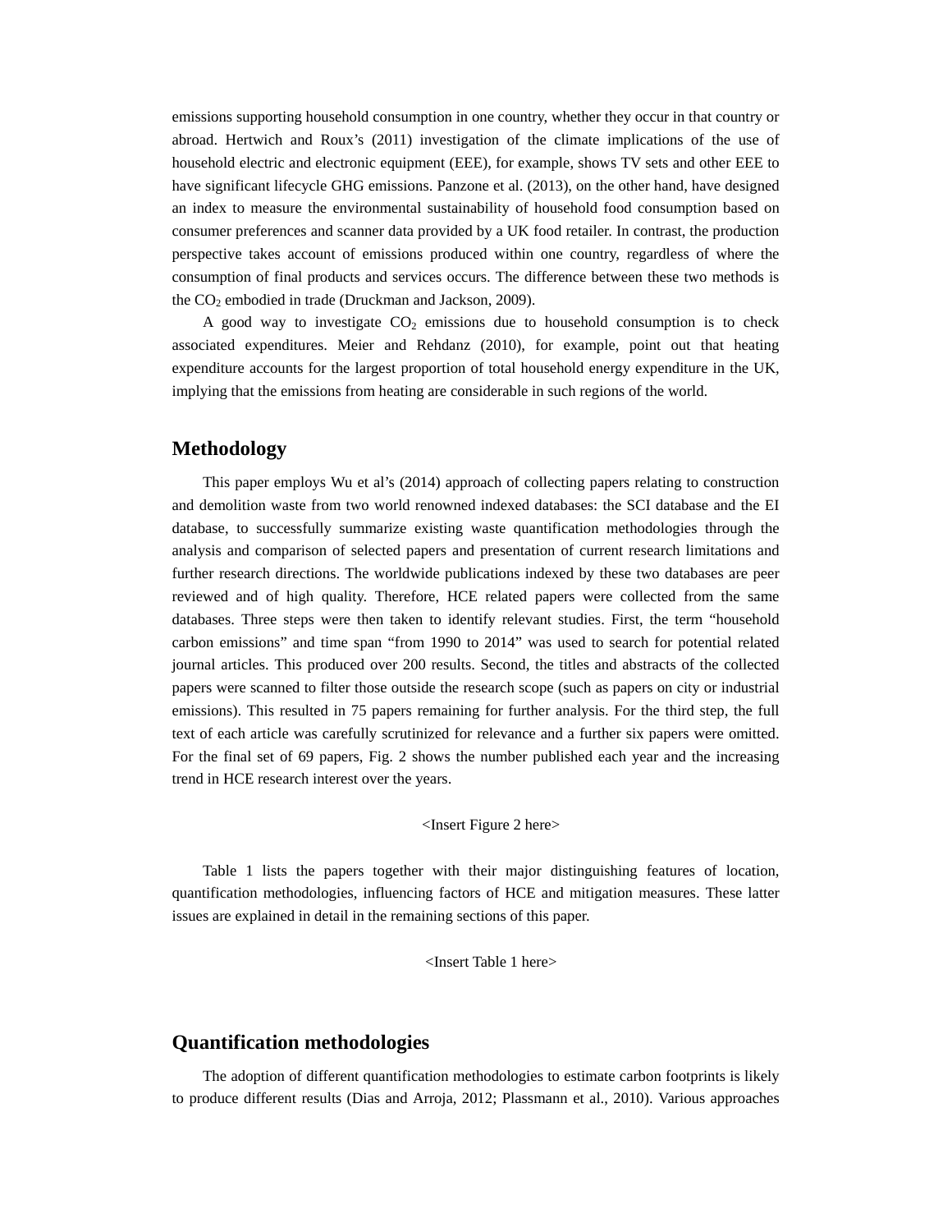emissions supporting household consumption in one country, whether they occur in that country or abroad. Hertwich and Roux's (2011) investigation of the climate implications of the use of household electric and electronic equipment (EEE), for example, shows TV sets and other EEE to have significant lifecycle GHG emissions. Panzone et al. (2013), on the other hand, have designed an index to measure the environmental sustainability of household food consumption based on consumer preferences and scanner data provided by a UK food retailer. In contrast, the production perspective takes account of emissions produced within one country, regardless of where the consumption of final products and services occurs. The difference between these two methods is the $CO_2$ embodied in trade (Druckman and Jackson, 2009).

A good way to investigate $CO_2$ emissions due to household consumption is to check associated expenditures. Meier and Rehdanz (2010), for example, point out that heating expenditure accounts for the largest proportion of total household energy expenditure in the UK, implying that the emissions from heating are considerable in such regions of the world.

## Methodology

This paper employs Wu et al's (2014) approach of collecting papers relating to construction and demolition waste from two world renowned indexed databases: the SCI database and the EI database, to successfully summarize existing waste quantification methodologies through the analysis and comparison of selected papers and presentation of current research limitations and further research directions. The worldwide publications indexed by these two databases are peer reviewed and of high quality. Therefore, HCE related papers were collected from the same databases. Three steps were then taken to identify relevant studies. First, the term "household carbon emissions" and time span "from 1990 to 2014" was used to search for potential related journal articles. This produced over 200 results. Second, the titles and abstracts of the collected papers were scanned to filter those outside the research scope (such as papers on city or industrial emissions). This resulted in 75 papers remaining for further analysis. For the third step, the full text of each article was carefully scrutinized for relevance and a further six papers were omitted. For the final set of 69 papers, Fig. 2 shows the number published each year and the increasing trend in HCE research interest over the years.

<Insert Figure 2 here>

Table 1 lists the papers together with their major distinguishing features of location, quantification methodologies, influencing factors of HCE and mitigation measures. These latter issues are explained in detail in the remaining sections of this paper.

<Insert Table 1 here>

## Quantification methodologies

The adoption of different quantification methodologies to estimate carbon footprints is likely to produce different results (Dias and Arroja, 2012; Plassmann et al., 2010). Various approaches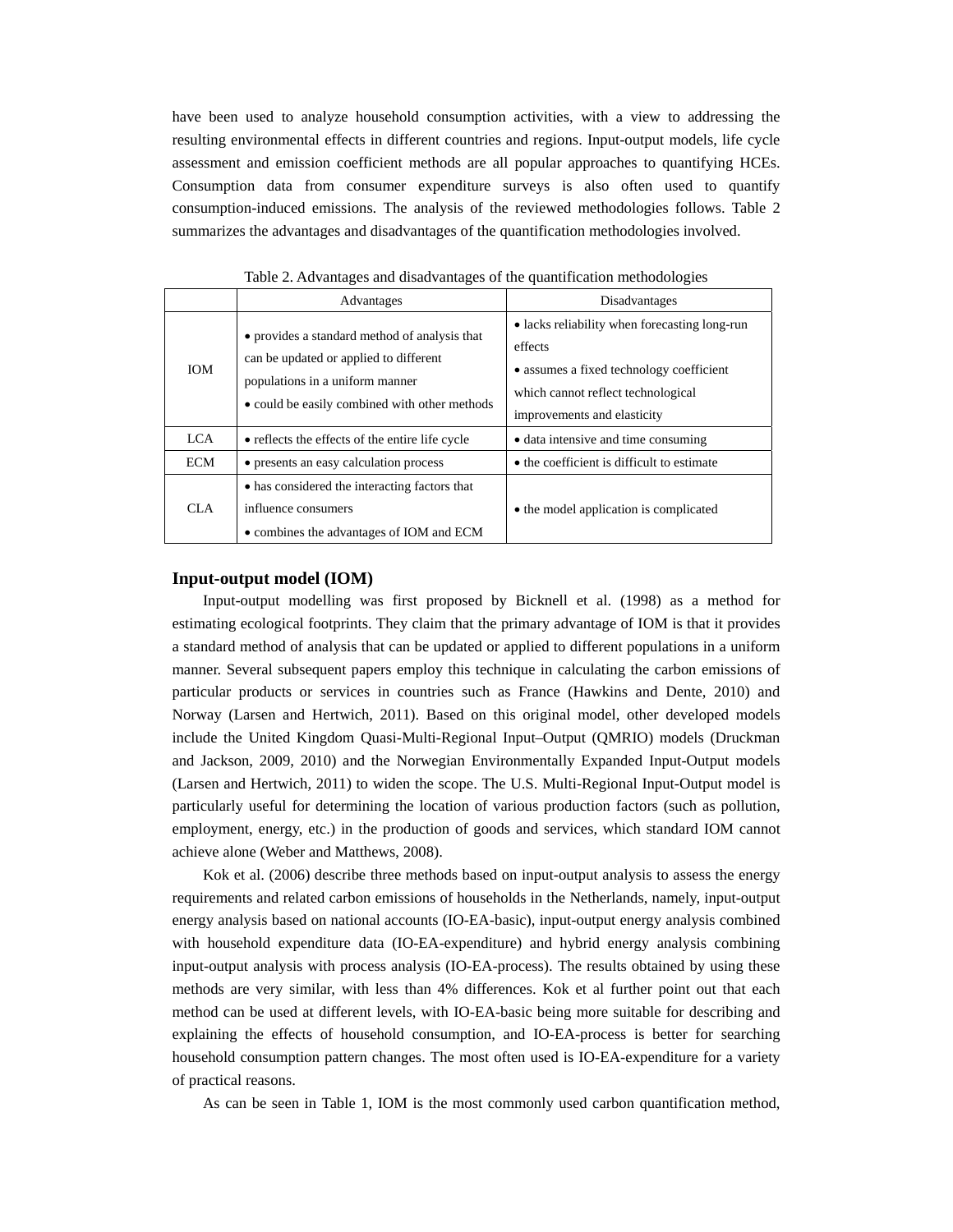have been used to analyze household consumption activities, with a view to addressing the resulting environmental effects in different countries and regions. Input-output models, life cycle assessment and emission coefficient methods are all popular approaches to quantifying HCEs. Consumption data from consumer expenditure surveys is also often used to quantify consumption-induced emissions. The analysis of the reviewed methodologies follows. Table 2 summarizes the advantages and disadvantages of the quantification methodologies involved.

Table 2. Advantages and disadvantages of the quantification methodologies

| | Advantages | Disadvantages |
|---|---|---|
| IOM | • provides a standard method of analysis that can be updated or applied to different populations in a uniform manner<br>• could be easily combined with other methods | • lacks reliability when forecasting long-run effects<br>• assumes a fixed technology coefficient which cannot reflect technological improvements and elasticity |
| LCA | • reflects the effects of the entire life cycle | • data intensive and time consuming |
| ECM | • presents an easy calculation process | • the coefficient is difficult to estimate |
| CLA | • has considered the interacting factors that influence consumers<br>• combines the advantages of IOM and ECM | • the model application is complicated |

### Input-output model (IOM)

Input-output modelling was first proposed by Bicknell et al. (1998) as a method for estimating ecological footprints. They claim that the primary advantage of IOM is that it provides a standard method of analysis that can be updated or applied to different populations in a uniform manner. Several subsequent papers employ this technique in calculating the carbon emissions of particular products or services in countries such as France (Hawkins and Dente, 2010) and Norway (Larsen and Hertwich, 2011). Based on this original model, other developed models include the United Kingdom Quasi-Multi-Regional Input–Output (QMRIO) models (Druckman and Jackson, 2009, 2010) and the Norwegian Environmentally Expanded Input-Output models (Larsen and Hertwich, 2011) to widen the scope. The U.S. Multi-Regional Input-Output model is particularly useful for determining the location of various production factors (such as pollution, employment, energy, etc.) in the production of goods and services, which standard IOM cannot achieve alone (Weber and Matthews, 2008).

Kok et al. (2006) describe three methods based on input-output analysis to assess the energy requirements and related carbon emissions of households in the Netherlands, namely, input-output energy analysis based on national accounts (IO-EA-basic), input-output energy analysis combined with household expenditure data (IO-EA-expenditure) and hybrid energy analysis combining input-output analysis with process analysis (IO-EA-process). The results obtained by using these methods are very similar, with less than 4% differences. Kok et al further point out that each method can be used at different levels, with IO-EA-basic being more suitable for describing and explaining the effects of household consumption, and IO-EA-process is better for searching household consumption pattern changes. The most often used is IO-EA-expenditure for a variety of practical reasons.

As can be seen in Table 1, IOM is the most commonly used carbon quantification method,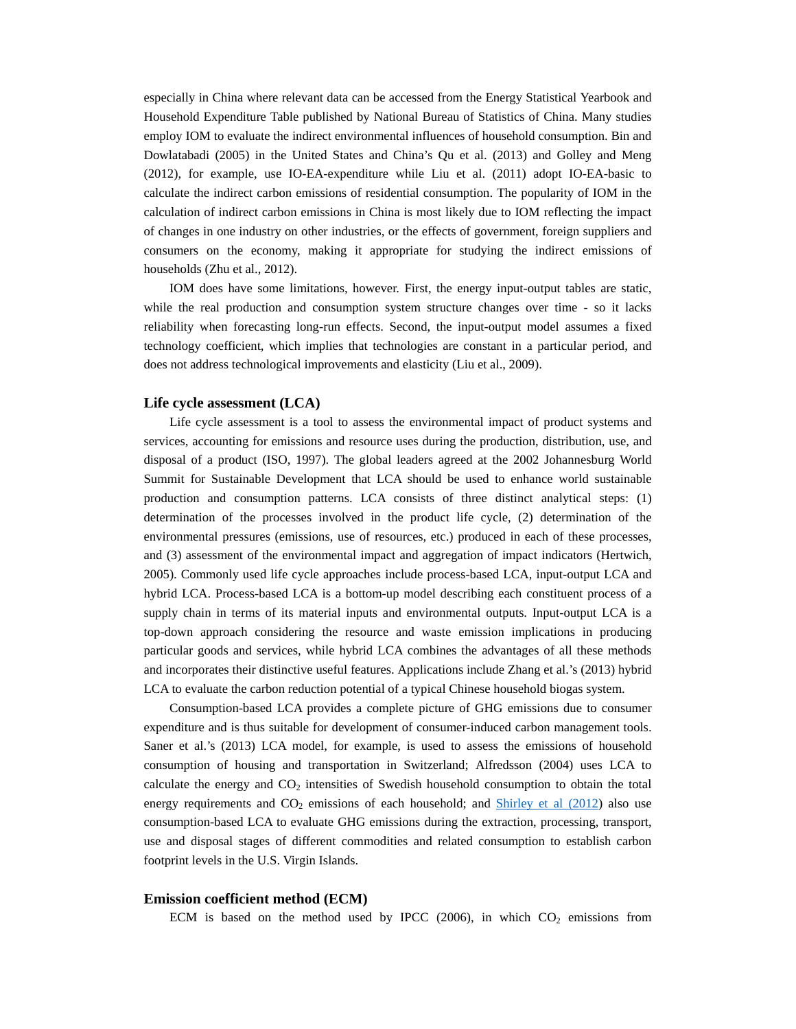especially in China where relevant data can be accessed from the Energy Statistical Yearbook and Household Expenditure Table published by National Bureau of Statistics of China. Many studies employ IOM to evaluate the indirect environmental influences of household consumption. Bin and Dowlatabadi (2005) in the United States and China's Qu et al. (2013) and Golley and Meng (2012), for example, use IO-EA-expenditure while Liu et al. (2011) adopt IO-EA-basic to calculate the indirect carbon emissions of residential consumption. The popularity of IOM in the calculation of indirect carbon emissions in China is most likely due to IOM reflecting the impact of changes in one industry on other industries, or the effects of government, foreign suppliers and consumers on the economy, making it appropriate for studying the indirect emissions of households (Zhu et al., 2012).

IOM does have some limitations, however. First, the energy input-output tables are static, while the real production and consumption system structure changes over time - so it lacks reliability when forecasting long-run effects. Second, the input-output model assumes a fixed technology coefficient, which implies that technologies are constant in a particular period, and does not address technological improvements and elasticity (Liu et al., 2009).

### Life cycle assessment (LCA)

Life cycle assessment is a tool to assess the environmental impact of product systems and services, accounting for emissions and resource uses during the production, distribution, use, and disposal of a product (ISO, 1997). The global leaders agreed at the 2002 Johannesburg World Summit for Sustainable Development that LCA should be used to enhance world sustainable production and consumption patterns. LCA consists of three distinct analytical steps: (1) determination of the processes involved in the product life cycle, (2) determination of the environmental pressures (emissions, use of resources, etc.) produced in each of these processes, and (3) assessment of the environmental impact and aggregation of impact indicators (Hertwich, 2005). Commonly used life cycle approaches include process-based LCA, input-output LCA and hybrid LCA. Process-based LCA is a bottom-up model describing each constituent process of a supply chain in terms of its material inputs and environmental outputs. Input-output LCA is a top-down approach considering the resource and waste emission implications in producing particular goods and services, while hybrid LCA combines the advantages of all these methods and incorporates their distinctive useful features. Applications include Zhang et al.'s (2013) hybrid LCA to evaluate the carbon reduction potential of a typical Chinese household biogas system.

Consumption-based LCA provides a complete picture of GHG emissions due to consumer expenditure and is thus suitable for development of consumer-induced carbon management tools. Saner et al.'s (2013) LCA model, for example, is used to assess the emissions of household consumption of housing and transportation in Switzerland; Alfredsson (2004) uses LCA to calculate the energy and $CO_2$ intensities of Swedish household consumption to obtain the total energy requirements and $CO_2$ emissions of each household; and Shirley et al (2012) also use consumption-based LCA to evaluate GHG emissions during the extraction, processing, transport, use and disposal stages of different commodities and related consumption to establish carbon footprint levels in the U.S. Virgin Islands.

### Emission coefficient method (ECM)

ECM is based on the method used by IPCC (2006), in which $CO_2$ emissions from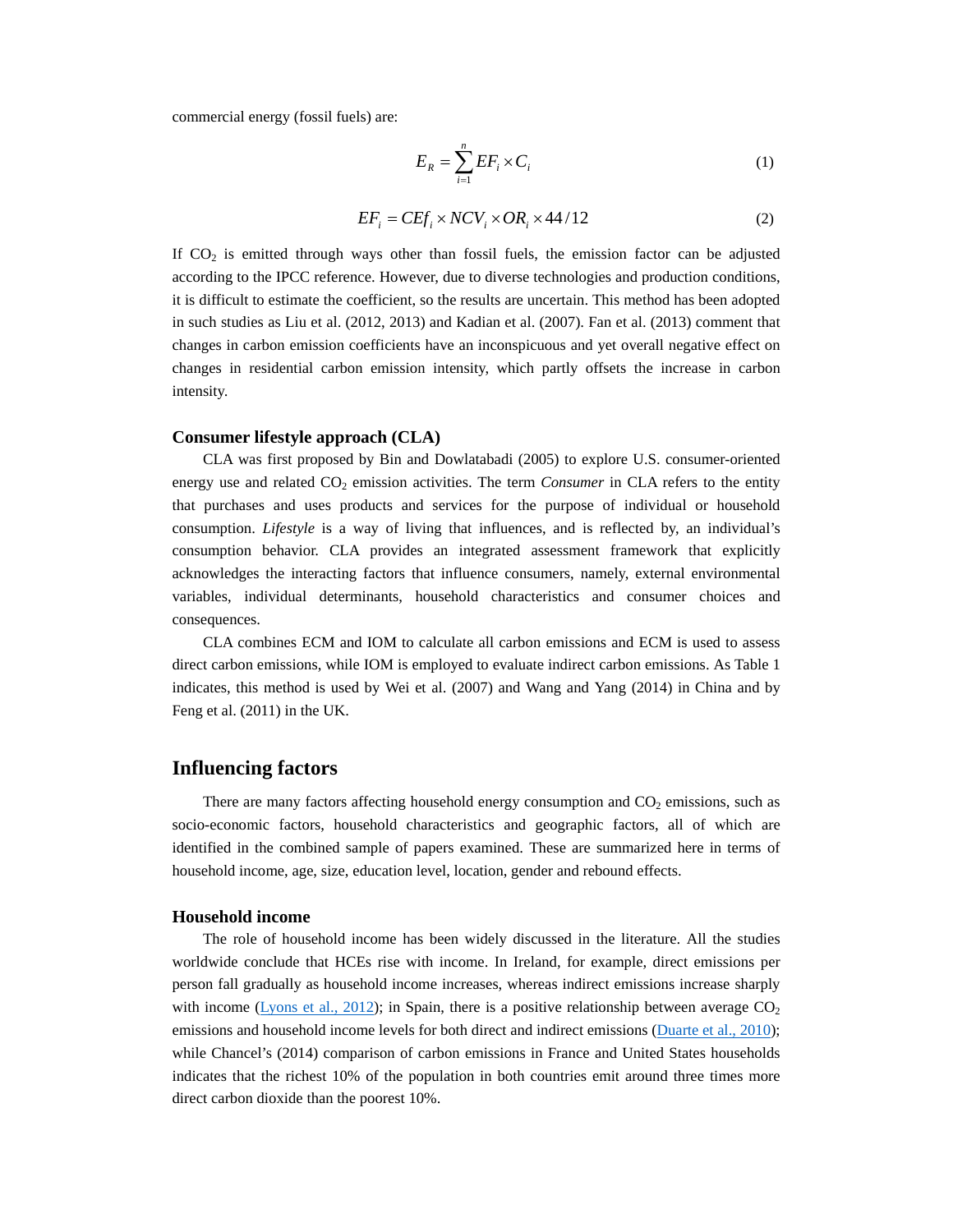commercial energy (fossil fuels) are:

$$E_R = \sum_{i=1}^{n} EF_i \times C_i \tag{1}$$

$$EF_i = CEf_i \times NCV_i \times OR_i \times 44/12 \tag{2}$$

If $CO_2$ is emitted through ways other than fossil fuels, the emission factor can be adjusted according to the IPCC reference. However, due to diverse technologies and production conditions, it is difficult to estimate the coefficient, so the results are uncertain. This method has been adopted in such studies as Liu et al. (2012, 2013) and Kadian et al. (2007). Fan et al. (2013) comment that changes in carbon emission coefficients have an inconspicuous and yet overall negative effect on changes in residential carbon emission intensity, which partly offsets the increase in carbon intensity.

### Consumer lifestyle approach (CLA)

CLA was first proposed by Bin and Dowlatabadi (2005) to explore U.S. consumer-oriented energy use and related $CO_2$ emission activities. The term *Consumer* in CLA refers to the entity that purchases and uses products and services for the purpose of individual or household consumption. *Lifestyle* is a way of living that influences, and is reflected by, an individual's consumption behavior. CLA provides an integrated assessment framework that explicitly acknowledges the interacting factors that influence consumers, namely, external environmental variables, individual determinants, household characteristics and consumer choices and consequences.

CLA combines ECM and IOM to calculate all carbon emissions and ECM is used to assess direct carbon emissions, while IOM is employed to evaluate indirect carbon emissions. As Table 1 indicates, this method is used by Wei et al. (2007) and Wang and Yang (2014) in China and by Feng et al. (2011) in the UK.

## Influencing factors

There are many factors affecting household energy consumption and $CO_2$ emissions, such as socio-economic factors, household characteristics and geographic factors, all of which are identified in the combined sample of papers examined. These are summarized here in terms of household income, age, size, education level, location, gender and rebound effects.

### Household income

The role of household income has been widely discussed in the literature. All the studies worldwide conclude that HCEs rise with income. In Ireland, for example, direct emissions per person fall gradually as household income increases, whereas indirect emissions increase sharply with income (Lyons et al., 2012); in Spain, there is a positive relationship between average $CO_2$ emissions and household income levels for both direct and indirect emissions (Duarte et al., 2010); while Chancel's (2014) comparison of carbon emissions in France and United States households indicates that the richest 10% of the population in both countries emit around three times more direct carbon dioxide than the poorest 10%.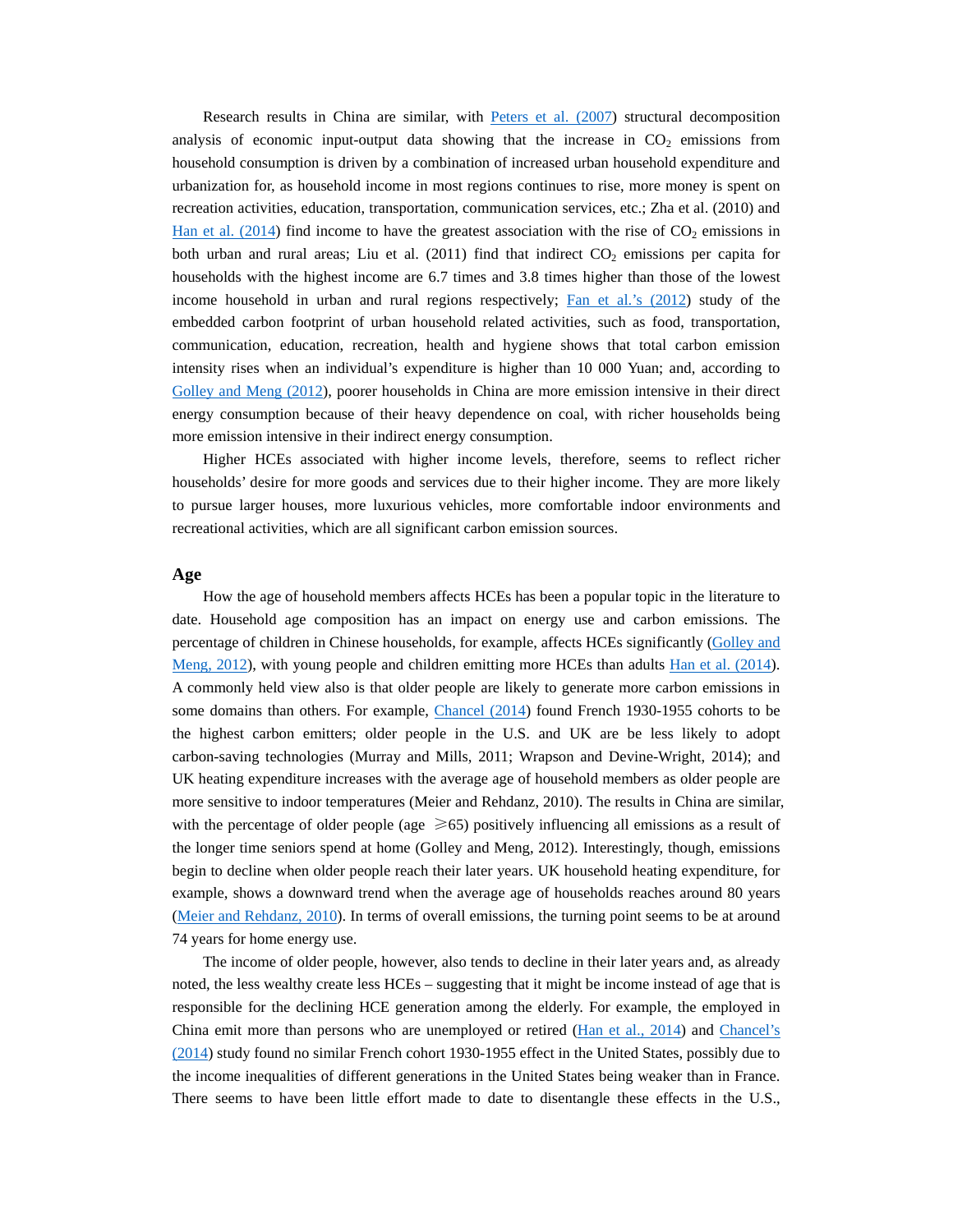Research results in China are similar, with Peters et al. (2007) structural decomposition analysis of economic input-output data showing that the increase in $CO_2$ emissions from household consumption is driven by a combination of increased urban household expenditure and urbanization for, as household income in most regions continues to rise, more money is spent on recreation activities, education, transportation, communication services, etc.; Zha et al. (2010) and Han et al. (2014) find income to have the greatest association with the rise of $CO_2$ emissions in both urban and rural areas; Liu et al. (2011) find that indirect $CO_2$ emissions per capita for households with the highest income are 6.7 times and 3.8 times higher than those of the lowest income household in urban and rural regions respectively; Fan et al.'s (2012) study of the embedded carbon footprint of urban household related activities, such as food, transportation, communication, education, recreation, health and hygiene shows that total carbon emission intensity rises when an individual's expenditure is higher than 10 000 Yuan; and, according to Golley and Meng (2012), poorer households in China are more emission intensive in their direct energy consumption because of their heavy dependence on coal, with richer households being more emission intensive in their indirect energy consumption.

Higher HCEs associated with higher income levels, therefore, seems to reflect richer households' desire for more goods and services due to their higher income. They are more likely to pursue larger houses, more luxurious vehicles, more comfortable indoor environments and recreational activities, which are all significant carbon emission sources.

## Age

How the age of household members affects HCEs has been a popular topic in the literature to date. Household age composition has an impact on energy use and carbon emissions. The percentage of children in Chinese households, for example, affects HCEs significantly (Golley and Meng, 2012), with young people and children emitting more HCEs than adults Han et al. (2014). A commonly held view also is that older people are likely to generate more carbon emissions in some domains than others. For example, Chancel (2014) found French 1930-1955 cohorts to be the highest carbon emitters; older people in the U.S. and UK are be less likely to adopt carbon-saving technologies (Murray and Mills, 2011; Wrapson and Devine-Wright, 2014); and UK heating expenditure increases with the average age of household members as older people are more sensitive to indoor temperatures (Meier and Rehdanz, 2010). The results in China are similar, with the percentage of older people (age $\geqslant$65) positively influencing all emissions as a result of the longer time seniors spend at home (Golley and Meng, 2012). Interestingly, though, emissions begin to decline when older people reach their later years. UK household heating expenditure, for example, shows a downward trend when the average age of households reaches around 80 years (Meier and Rehdanz, 2010). In terms of overall emissions, the turning point seems to be at around 74 years for home energy use.

The income of older people, however, also tends to decline in their later years and, as already noted, the less wealthy create less HCEs – suggesting that it might be income instead of age that is responsible for the declining HCE generation among the elderly. For example, the employed in China emit more than persons who are unemployed or retired (Han et al., 2014) and Chancel's (2014) study found no similar French cohort 1930-1955 effect in the United States, possibly due to the income inequalities of different generations in the United States being weaker than in France. There seems to have been little effort made to date to disentangle these effects in the U.S.,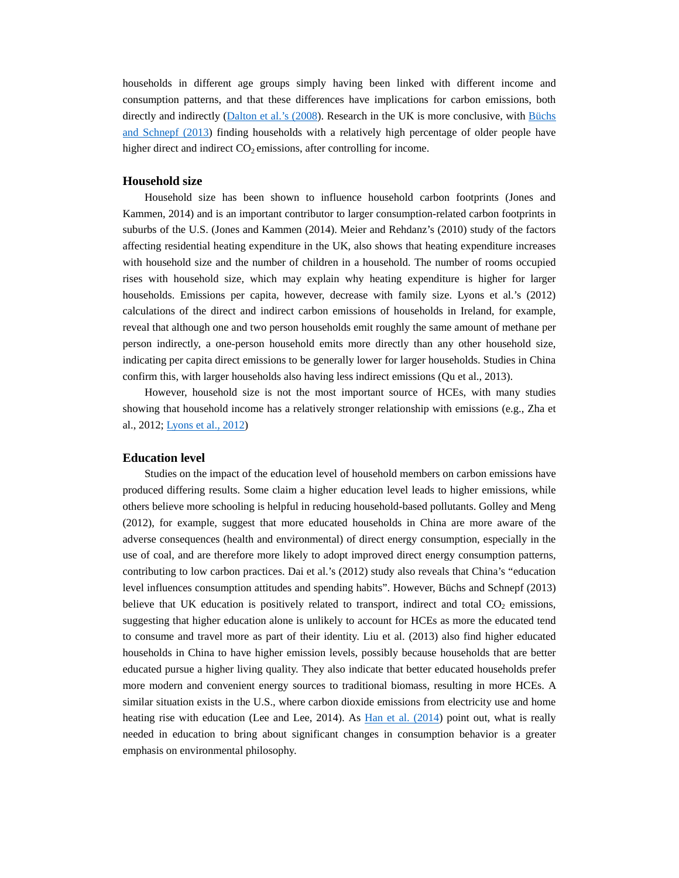households in different age groups simply having been linked with different income and consumption patterns, and that these differences have implications for carbon emissions, both directly and indirectly (Dalton et al.'s (2008). Research in the UK is more conclusive, with Büchs and Schnepf (2013) finding households with a relatively high percentage of older people have higher direct and indirect $CO_2$ emissions, after controlling for income.

## Household size

Household size has been shown to influence household carbon footprints (Jones and Kammen, 2014) and is an important contributor to larger consumption-related carbon footprints in suburbs of the U.S. (Jones and Kammen (2014). Meier and Rehdanz's (2010) study of the factors affecting residential heating expenditure in the UK, also shows that heating expenditure increases with household size and the number of children in a household. The number of rooms occupied rises with household size, which may explain why heating expenditure is higher for larger households. Emissions per capita, however, decrease with family size. Lyons et al.'s (2012) calculations of the direct and indirect carbon emissions of households in Ireland, for example, reveal that although one and two person households emit roughly the same amount of methane per person indirectly, a one-person household emits more directly than any other household size, indicating per capita direct emissions to be generally lower for larger households. Studies in China confirm this, with larger households also having less indirect emissions (Qu et al., 2013).

However, household size is not the most important source of HCEs, with many studies showing that household income has a relatively stronger relationship with emissions (e.g., Zha et al., 2012; Lyons et al., 2012)

## Education level

Studies on the impact of the education level of household members on carbon emissions have produced differing results. Some claim a higher education level leads to higher emissions, while others believe more schooling is helpful in reducing household-based pollutants. Golley and Meng (2012), for example, suggest that more educated households in China are more aware of the adverse consequences (health and environmental) of direct energy consumption, especially in the use of coal, and are therefore more likely to adopt improved direct energy consumption patterns, contributing to low carbon practices. Dai et al.'s (2012) study also reveals that China's "education level influences consumption attitudes and spending habits". However, Büchs and Schnepf (2013) believe that UK education is positively related to transport, indirect and total $CO_2$ emissions, suggesting that higher education alone is unlikely to account for HCEs as more the educated tend to consume and travel more as part of their identity. Liu et al. (2013) also find higher educated households in China to have higher emission levels, possibly because households that are better educated pursue a higher living quality. They also indicate that better educated households prefer more modern and convenient energy sources to traditional biomass, resulting in more HCEs. A similar situation exists in the U.S., where carbon dioxide emissions from electricity use and home heating rise with education (Lee and Lee, 2014). As Han et al. (2014) point out, what is really needed in education to bring about significant changes in consumption behavior is a greater emphasis on environmental philosophy.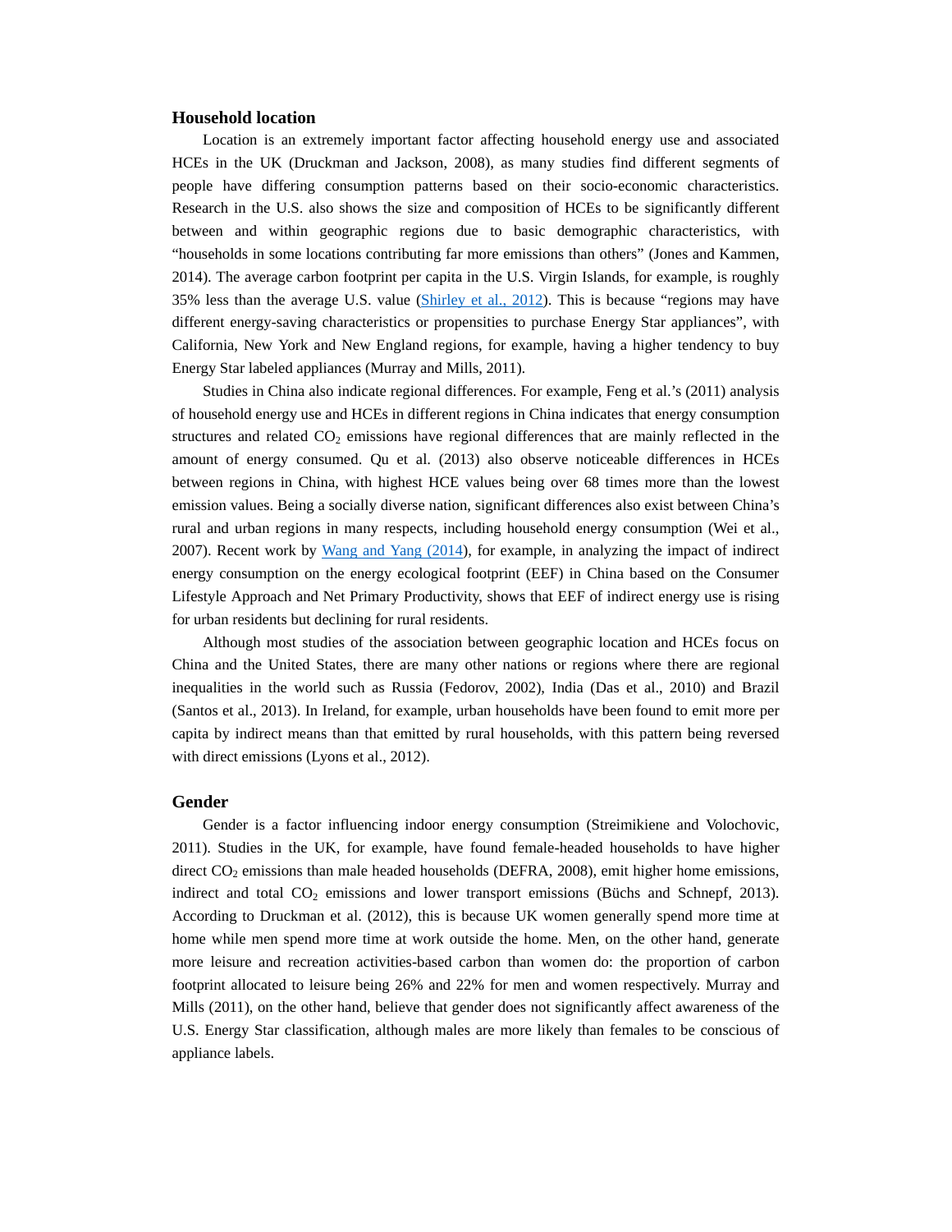## Household location

Location is an extremely important factor affecting household energy use and associated HCEs in the UK (Druckman and Jackson, 2008), as many studies find different segments of people have differing consumption patterns based on their socio-economic characteristics. Research in the U.S. also shows the size and composition of HCEs to be significantly different between and within geographic regions due to basic demographic characteristics, with "households in some locations contributing far more emissions than others" (Jones and Kammen, 2014). The average carbon footprint per capita in the U.S. Virgin Islands, for example, is roughly 35% less than the average U.S. value (Shirley et al., 2012). This is because "regions may have different energy-saving characteristics or propensities to purchase Energy Star appliances", with California, New York and New England regions, for example, having a higher tendency to buy Energy Star labeled appliances (Murray and Mills, 2011).

Studies in China also indicate regional differences. For example, Feng et al.'s (2011) analysis of household energy use and HCEs in different regions in China indicates that energy consumption structures and related $CO_2$ emissions have regional differences that are mainly reflected in the amount of energy consumed. Qu et al. (2013) also observe noticeable differences in HCEs between regions in China, with highest HCE values being over 68 times more than the lowest emission values. Being a socially diverse nation, significant differences also exist between China's rural and urban regions in many respects, including household energy consumption (Wei et al., 2007). Recent work by Wang and Yang (2014), for example, in analyzing the impact of indirect energy consumption on the energy ecological footprint (EEF) in China based on the Consumer Lifestyle Approach and Net Primary Productivity, shows that EEF of indirect energy use is rising for urban residents but declining for rural residents.

Although most studies of the association between geographic location and HCEs focus on China and the United States, there are many other nations or regions where there are regional inequalities in the world such as Russia (Fedorov, 2002), India (Das et al., 2010) and Brazil (Santos et al., 2013). In Ireland, for example, urban households have been found to emit more per capita by indirect means than that emitted by rural households, with this pattern being reversed with direct emissions (Lyons et al., 2012).

## Gender

Gender is a factor influencing indoor energy consumption (Streimikiene and Volochovic, 2011). Studies in the UK, for example, have found female-headed households to have higher direct $CO_2$ emissions than male headed households (DEFRA, 2008), emit higher home emissions, indirect and total $CO_2$ emissions and lower transport emissions (Büchs and Schnepf, 2013). According to Druckman et al. (2012), this is because UK women generally spend more time at home while men spend more time at work outside the home. Men, on the other hand, generate more leisure and recreation activities-based carbon than women do: the proportion of carbon footprint allocated to leisure being 26% and 22% for men and women respectively. Murray and Mills (2011), on the other hand, believe that gender does not significantly affect awareness of the U.S. Energy Star classification, although males are more likely than females to be conscious of appliance labels.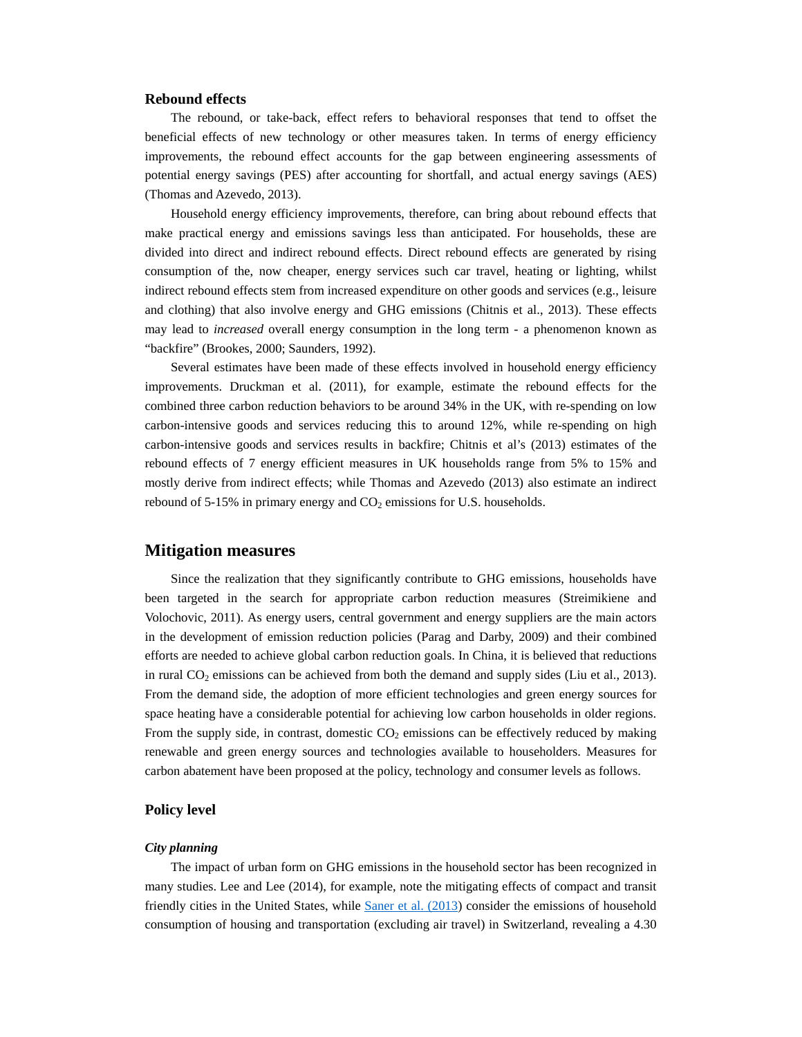### Rebound effects

The rebound, or take-back, effect refers to behavioral responses that tend to offset the beneficial effects of new technology or other measures taken. In terms of energy efficiency improvements, the rebound effect accounts for the gap between engineering assessments of potential energy savings (PES) after accounting for shortfall, and actual energy savings (AES) (Thomas and Azevedo, 2013).

Household energy efficiency improvements, therefore, can bring about rebound effects that make practical energy and emissions savings less than anticipated. For households, these are divided into direct and indirect rebound effects. Direct rebound effects are generated by rising consumption of the, now cheaper, energy services such car travel, heating or lighting, whilst indirect rebound effects stem from increased expenditure on other goods and services (e.g., leisure and clothing) that also involve energy and GHG emissions (Chitnis et al., 2013). These effects may lead to *increased* overall energy consumption in the long term - a phenomenon known as "backfire" (Brookes, 2000; Saunders, 1992).

Several estimates have been made of these effects involved in household energy efficiency improvements. Druckman et al. (2011), for example, estimate the rebound effects for the combined three carbon reduction behaviors to be around 34% in the UK, with re-spending on low carbon-intensive goods and services reducing this to around 12%, while re-spending on high carbon-intensive goods and services results in backfire; Chitnis et al's (2013) estimates of the rebound effects of 7 energy efficient measures in UK households range from 5% to 15% and mostly derive from indirect effects; while Thomas and Azevedo (2013) also estimate an indirect rebound of 5-15% in primary energy and $CO_2$ emissions for U.S. households.

## Mitigation measures

Since the realization that they significantly contribute to GHG emissions, households have been targeted in the search for appropriate carbon reduction measures (Streimikiene and Volochovic, 2011). As energy users, central government and energy suppliers are the main actors in the development of emission reduction policies (Parag and Darby, 2009) and their combined efforts are needed to achieve global carbon reduction goals. In China, it is believed that reductions in rural $CO_2$ emissions can be achieved from both the demand and supply sides (Liu et al., 2013). From the demand side, the adoption of more efficient technologies and green energy sources for space heating have a considerable potential for achieving low carbon households in older regions. From the supply side, in contrast, domestic $CO_2$ emissions can be effectively reduced by making renewable and green energy sources and technologies available to householders. Measures for carbon abatement have been proposed at the policy, technology and consumer levels as follows.

### Policy level

#### *City planning*

The impact of urban form on GHG emissions in the household sector has been recognized in many studies. Lee and Lee (2014), for example, note the mitigating effects of compact and transit friendly cities in the United States, while Saner et al. (2013) consider the emissions of household consumption of housing and transportation (excluding air travel) in Switzerland, revealing a 4.30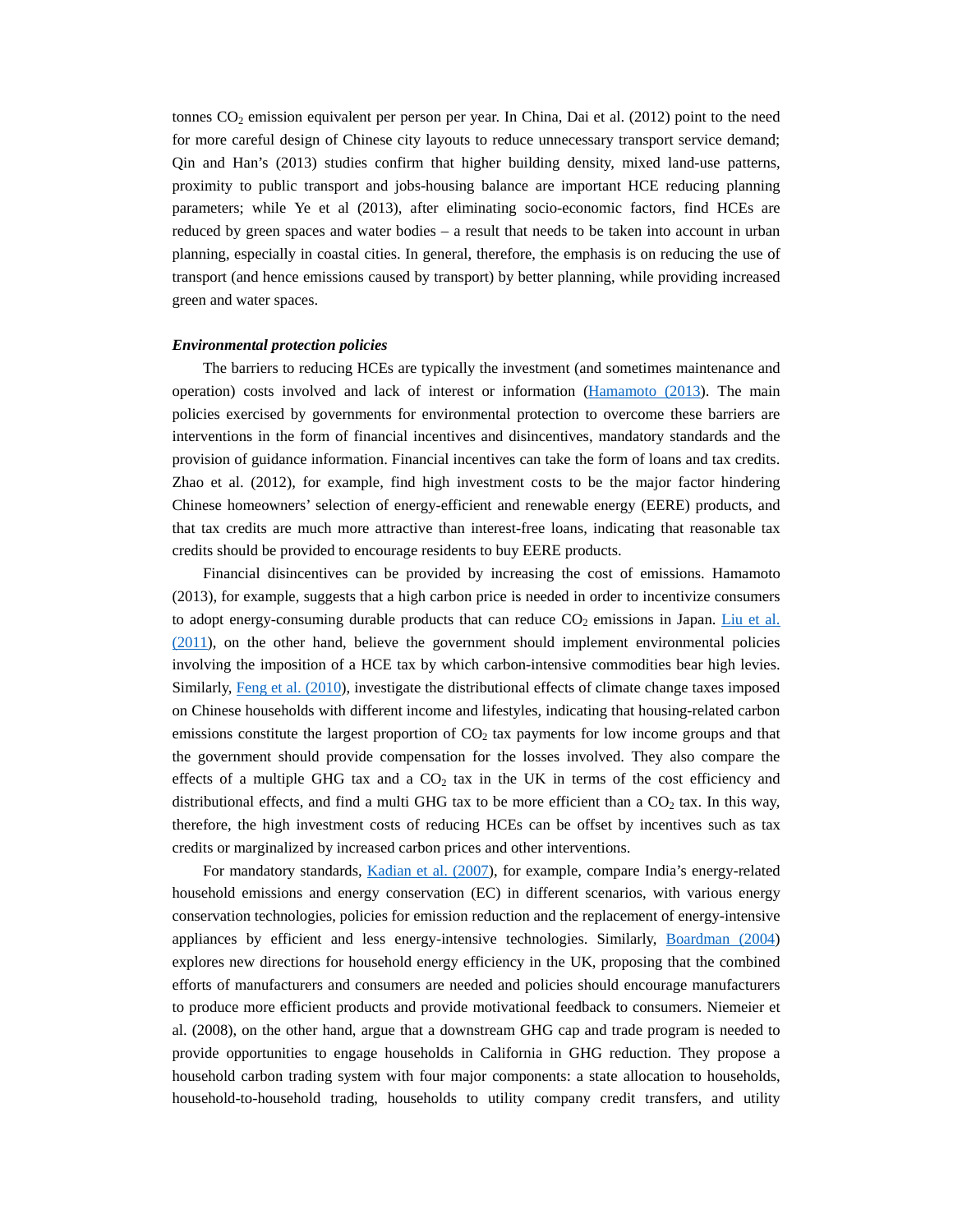tonnes $CO_2$ emission equivalent per person per year. In China, Dai et al. (2012) point to the need for more careful design of Chinese city layouts to reduce unnecessary transport service demand; Qin and Han's (2013) studies confirm that higher building density, mixed land-use patterns, proximity to public transport and jobs-housing balance are important HCE reducing planning parameters; while Ye et al (2013), after eliminating socio-economic factors, find HCEs are reduced by green spaces and water bodies – a result that needs to be taken into account in urban planning, especially in coastal cities. In general, therefore, the emphasis is on reducing the use of transport (and hence emissions caused by transport) by better planning, while providing increased green and water spaces.

***Environmental protection policies***

The barriers to reducing HCEs are typically the investment (and sometimes maintenance and operation) costs involved and lack of interest or information (Hamamoto (2013). The main policies exercised by governments for environmental protection to overcome these barriers are interventions in the form of financial incentives and disincentives, mandatory standards and the provision of guidance information. Financial incentives can take the form of loans and tax credits. Zhao et al. (2012), for example, find high investment costs to be the major factor hindering Chinese homeowners' selection of energy-efficient and renewable energy (EERE) products, and that tax credits are much more attractive than interest-free loans, indicating that reasonable tax credits should be provided to encourage residents to buy EERE products.

Financial disincentives can be provided by increasing the cost of emissions. Hamamoto (2013), for example, suggests that a high carbon price is needed in order to incentivize consumers to adopt energy-consuming durable products that can reduce $CO_2$ emissions in Japan. Liu et al. (2011), on the other hand, believe the government should implement environmental policies involving the imposition of a HCE tax by which carbon-intensive commodities bear high levies. Similarly, Feng et al. (2010), investigate the distributional effects of climate change taxes imposed on Chinese households with different income and lifestyles, indicating that housing-related carbon emissions constitute the largest proportion of $CO_2$ tax payments for low income groups and that the government should provide compensation for the losses involved. They also compare the effects of a multiple GHG tax and a $CO_2$ tax in the UK in terms of the cost efficiency and distributional effects, and find a multi GHG tax to be more efficient than a $CO_2$ tax. In this way, therefore, the high investment costs of reducing HCEs can be offset by incentives such as tax credits or marginalized by increased carbon prices and other interventions.

For mandatory standards, Kadian et al. (2007), for example, compare India's energy-related household emissions and energy conservation (EC) in different scenarios, with various energy conservation technologies, policies for emission reduction and the replacement of energy-intensive appliances by efficient and less energy-intensive technologies. Similarly, Boardman (2004) explores new directions for household energy efficiency in the UK, proposing that the combined efforts of manufacturers and consumers are needed and policies should encourage manufacturers to produce more efficient products and provide motivational feedback to consumers. Niemeier et al. (2008), on the other hand, argue that a downstream GHG cap and trade program is needed to provide opportunities to engage households in California in GHG reduction. They propose a household carbon trading system with four major components: a state allocation to households, household-to-household trading, households to utility company credit transfers, and utility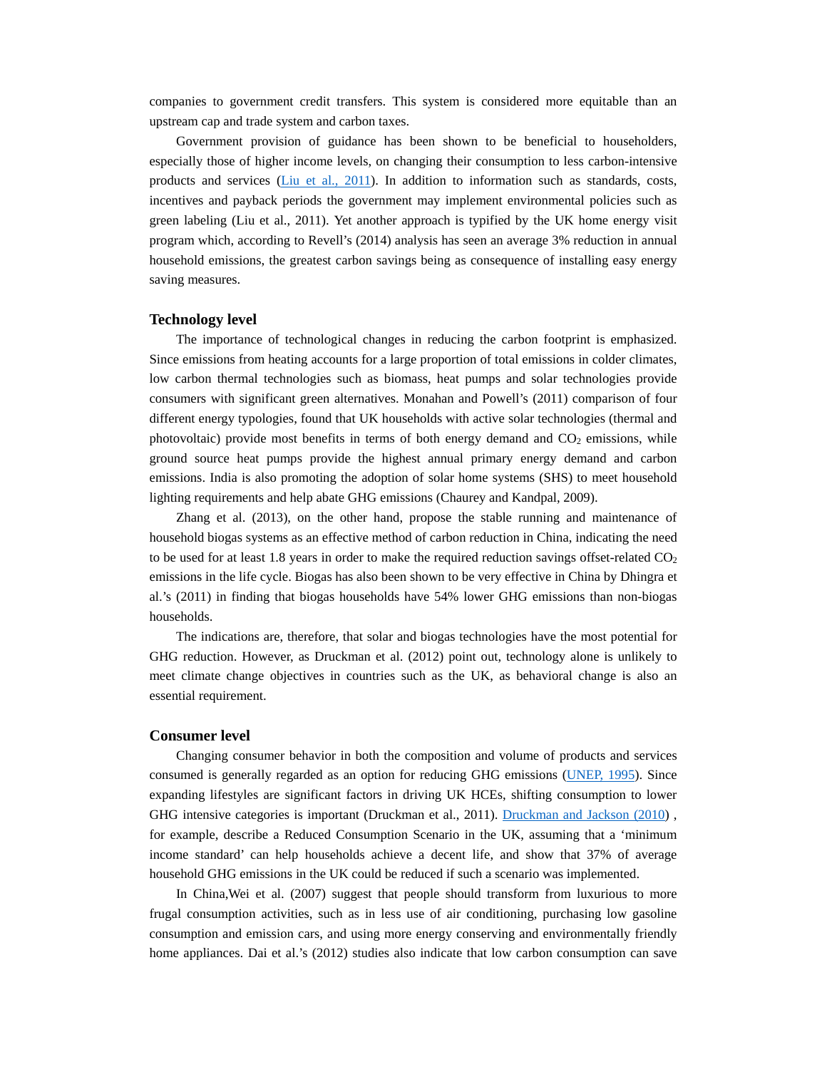companies to government credit transfers. This system is considered more equitable than an upstream cap and trade system and carbon taxes.

Government provision of guidance has been shown to be beneficial to householders, especially those of higher income levels, on changing their consumption to less carbon-intensive products and services (Liu et al., 2011). In addition to information such as standards, costs, incentives and payback periods the government may implement environmental policies such as green labeling (Liu et al., 2011). Yet another approach is typified by the UK home energy visit program which, according to Revell's (2014) analysis has seen an average 3% reduction in annual household emissions, the greatest carbon savings being as consequence of installing easy energy saving measures.

## Technology level

The importance of technological changes in reducing the carbon footprint is emphasized. Since emissions from heating accounts for a large proportion of total emissions in colder climates, low carbon thermal technologies such as biomass, heat pumps and solar technologies provide consumers with significant green alternatives. Monahan and Powell's (2011) comparison of four different energy typologies, found that UK households with active solar technologies (thermal and photovoltaic) provide most benefits in terms of both energy demand and $CO_2$ emissions, while ground source heat pumps provide the highest annual primary energy demand and carbon emissions. India is also promoting the adoption of solar home systems (SHS) to meet household lighting requirements and help abate GHG emissions (Chaurey and Kandpal, 2009).

Zhang et al. (2013), on the other hand, propose the stable running and maintenance of household biogas systems as an effective method of carbon reduction in China, indicating the need to be used for at least 1.8 years in order to make the required reduction savings offset-related $CO_2$ emissions in the life cycle. Biogas has also been shown to be very effective in China by Dhingra et al.'s (2011) in finding that biogas households have 54% lower GHG emissions than non-biogas households.

The indications are, therefore, that solar and biogas technologies have the most potential for GHG reduction. However, as Druckman et al. (2012) point out, technology alone is unlikely to meet climate change objectives in countries such as the UK, as behavioral change is also an essential requirement.

## Consumer level

Changing consumer behavior in both the composition and volume of products and services consumed is generally regarded as an option for reducing GHG emissions (UNEP, 1995). Since expanding lifestyles are significant factors in driving UK HCEs, shifting consumption to lower GHG intensive categories is important (Druckman et al., 2011). Druckman and Jackson (2010) , for example, describe a Reduced Consumption Scenario in the UK, assuming that a 'minimum income standard' can help households achieve a decent life, and show that 37% of average household GHG emissions in the UK could be reduced if such a scenario was implemented.

In China,Wei et al. (2007) suggest that people should transform from luxurious to more frugal consumption activities, such as in less use of air conditioning, purchasing low gasoline consumption and emission cars, and using more energy conserving and environmentally friendly home appliances. Dai et al.'s (2012) studies also indicate that low carbon consumption can save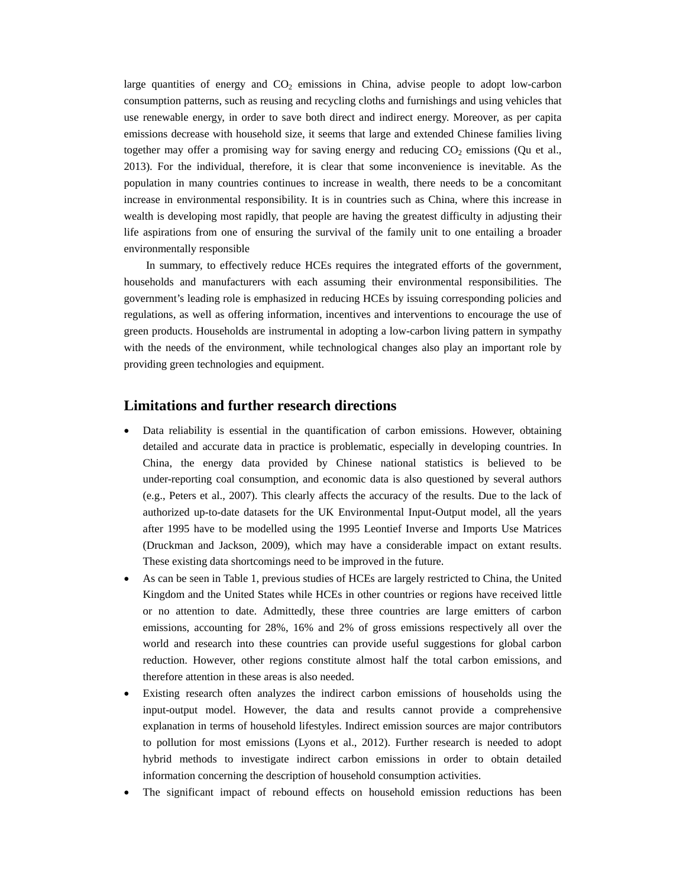large quantities of energy and $CO_2$ emissions in China, advise people to adopt low-carbon consumption patterns, such as reusing and recycling cloths and furnishings and using vehicles that use renewable energy, in order to save both direct and indirect energy. Moreover, as per capita emissions decrease with household size, it seems that large and extended Chinese families living together may offer a promising way for saving energy and reducing $CO_2$ emissions (Qu et al., 2013). For the individual, therefore, it is clear that some inconvenience is inevitable. As the population in many countries continues to increase in wealth, there needs to be a concomitant increase in environmental responsibility. It is in countries such as China, where this increase in wealth is developing most rapidly, that people are having the greatest difficulty in adjusting their life aspirations from one of ensuring the survival of the family unit to one entailing a broader environmentally responsible

In summary, to effectively reduce HCEs requires the integrated efforts of the government, households and manufacturers with each assuming their environmental responsibilities. The government's leading role is emphasized in reducing HCEs by issuing corresponding policies and regulations, as well as offering information, incentives and interventions to encourage the use of green products. Households are instrumental in adopting a low-carbon living pattern in sympathy with the needs of the environment, while technological changes also play an important role by providing green technologies and equipment.

## Limitations and further research directions

- Data reliability is essential in the quantification of carbon emissions. However, obtaining detailed and accurate data in practice is problematic, especially in developing countries. In China, the energy data provided by Chinese national statistics is believed to be under-reporting coal consumption, and economic data is also questioned by several authors (e.g., Peters et al., 2007). This clearly affects the accuracy of the results. Due to the lack of authorized up-to-date datasets for the UK Environmental Input-Output model, all the years after 1995 have to be modelled using the 1995 Leontief Inverse and Imports Use Matrices (Druckman and Jackson, 2009), which may have a considerable impact on extant results. These existing data shortcomings need to be improved in the future.
- As can be seen in Table 1, previous studies of HCEs are largely restricted to China, the United Kingdom and the United States while HCEs in other countries or regions have received little or no attention to date. Admittedly, these three countries are large emitters of carbon emissions, accounting for 28%, 16% and 2% of gross emissions respectively all over the world and research into these countries can provide useful suggestions for global carbon reduction. However, other regions constitute almost half the total carbon emissions, and therefore attention in these areas is also needed.
- Existing research often analyzes the indirect carbon emissions of households using the input-output model. However, the data and results cannot provide a comprehensive explanation in terms of household lifestyles. Indirect emission sources are major contributors to pollution for most emissions (Lyons et al., 2012). Further research is needed to adopt hybrid methods to investigate indirect carbon emissions in order to obtain detailed information concerning the description of household consumption activities.
- The significant impact of rebound effects on household emission reductions has been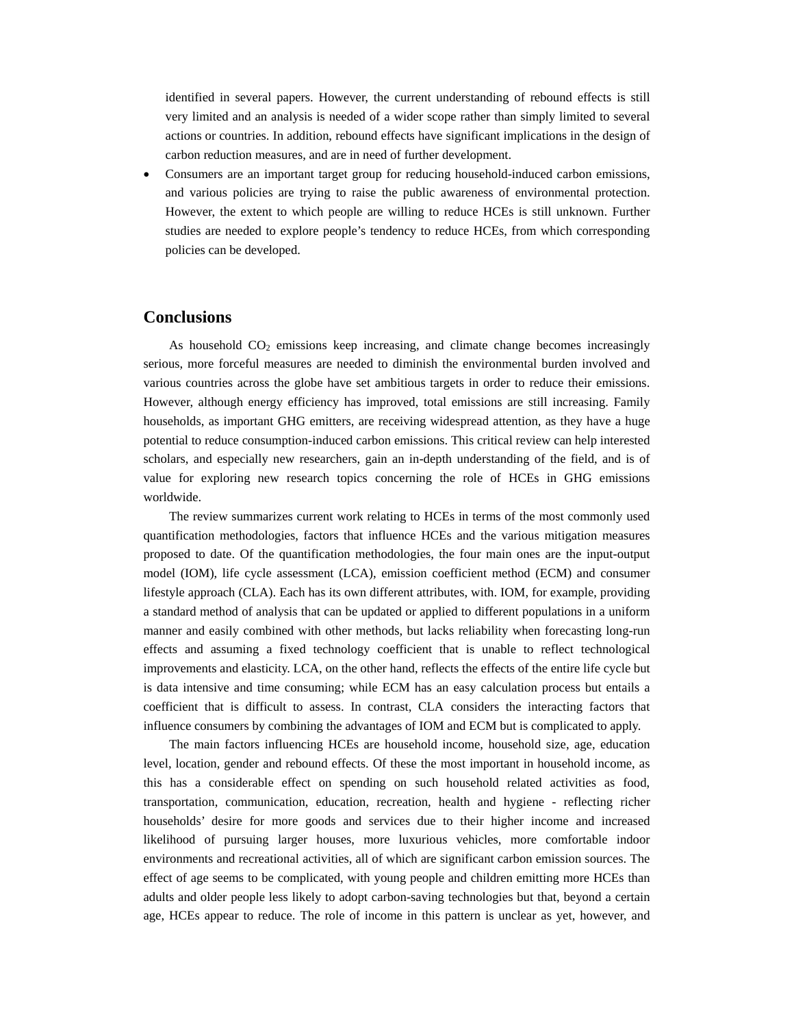identified in several papers. However, the current understanding of rebound effects is still very limited and an analysis is needed of a wider scope rather than simply limited to several actions or countries. In addition, rebound effects have significant implications in the design of carbon reduction measures, and are in need of further development.

- Consumers are an important target group for reducing household-induced carbon emissions, and various policies are trying to raise the public awareness of environmental protection. However, the extent to which people are willing to reduce HCEs is still unknown. Further studies are needed to explore people's tendency to reduce HCEs, from which corresponding policies can be developed.

## Conclusions

As household $CO_2$ emissions keep increasing, and climate change becomes increasingly serious, more forceful measures are needed to diminish the environmental burden involved and various countries across the globe have set ambitious targets in order to reduce their emissions. However, although energy efficiency has improved, total emissions are still increasing. Family households, as important GHG emitters, are receiving widespread attention, as they have a huge potential to reduce consumption-induced carbon emissions. This critical review can help interested scholars, and especially new researchers, gain an in-depth understanding of the field, and is of value for exploring new research topics concerning the role of HCEs in GHG emissions worldwide.

The review summarizes current work relating to HCEs in terms of the most commonly used quantification methodologies, factors that influence HCEs and the various mitigation measures proposed to date. Of the quantification methodologies, the four main ones are the input-output model (IOM), life cycle assessment (LCA), emission coefficient method (ECM) and consumer lifestyle approach (CLA). Each has its own different attributes, with. IOM, for example, providing a standard method of analysis that can be updated or applied to different populations in a uniform manner and easily combined with other methods, but lacks reliability when forecasting long-run effects and assuming a fixed technology coefficient that is unable to reflect technological improvements and elasticity. LCA, on the other hand, reflects the effects of the entire life cycle but is data intensive and time consuming; while ECM has an easy calculation process but entails a coefficient that is difficult to assess. In contrast, CLA considers the interacting factors that influence consumers by combining the advantages of IOM and ECM but is complicated to apply.

The main factors influencing HCEs are household income, household size, age, education level, location, gender and rebound effects. Of these the most important in household income, as this has a considerable effect on spending on such household related activities as food, transportation, communication, education, recreation, health and hygiene - reflecting richer households' desire for more goods and services due to their higher income and increased likelihood of pursuing larger houses, more luxurious vehicles, more comfortable indoor environments and recreational activities, all of which are significant carbon emission sources. The effect of age seems to be complicated, with young people and children emitting more HCEs than adults and older people less likely to adopt carbon-saving technologies but that, beyond a certain age, HCEs appear to reduce. The role of income in this pattern is unclear as yet, however, and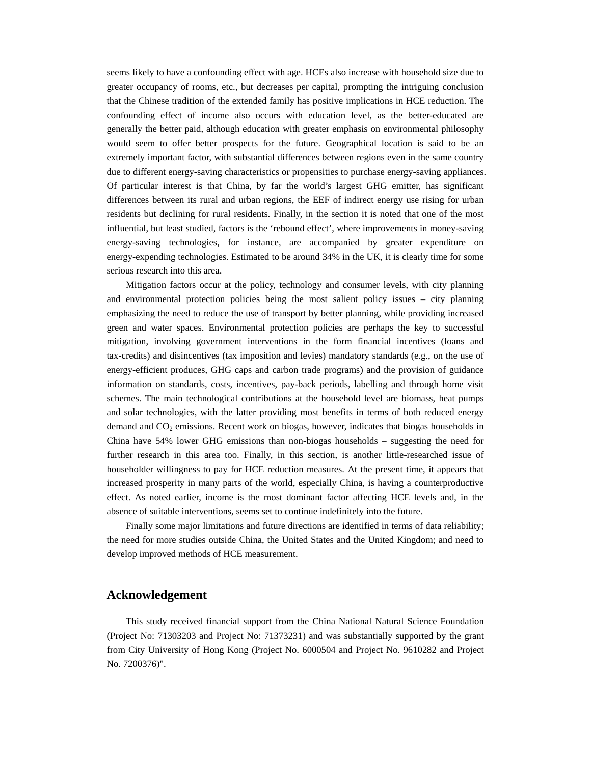seems likely to have a confounding effect with age. HCEs also increase with household size due to greater occupancy of rooms, etc., but decreases per capital, prompting the intriguing conclusion that the Chinese tradition of the extended family has positive implications in HCE reduction. The confounding effect of income also occurs with education level, as the better-educated are generally the better paid, although education with greater emphasis on environmental philosophy would seem to offer better prospects for the future. Geographical location is said to be an extremely important factor, with substantial differences between regions even in the same country due to different energy-saving characteristics or propensities to purchase energy-saving appliances. Of particular interest is that China, by far the world's largest GHG emitter, has significant differences between its rural and urban regions, the EEF of indirect energy use rising for urban residents but declining for rural residents. Finally, in the section it is noted that one of the most influential, but least studied, factors is the 'rebound effect', where improvements in money-saving energy-saving technologies, for instance, are accompanied by greater expenditure on energy-expending technologies. Estimated to be around 34% in the UK, it is clearly time for some serious research into this area.

Mitigation factors occur at the policy, technology and consumer levels, with city planning and environmental protection policies being the most salient policy issues – city planning emphasizing the need to reduce the use of transport by better planning, while providing increased green and water spaces. Environmental protection policies are perhaps the key to successful mitigation, involving government interventions in the form financial incentives (loans and tax-credits) and disincentives (tax imposition and levies) mandatory standards (e.g., on the use of energy-efficient produces, GHG caps and carbon trade programs) and the provision of guidance information on standards, costs, incentives, pay-back periods, labelling and through home visit schemes. The main technological contributions at the household level are biomass, heat pumps and solar technologies, with the latter providing most benefits in terms of both reduced energy demand and $CO_2$ emissions. Recent work on biogas, however, indicates that biogas households in China have 54% lower GHG emissions than non-biogas households – suggesting the need for further research in this area too. Finally, in this section, is another little-researched issue of householder willingness to pay for HCE reduction measures. At the present time, it appears that increased prosperity in many parts of the world, especially China, is having a counterproductive effect. As noted earlier, income is the most dominant factor affecting HCE levels and, in the absence of suitable interventions, seems set to continue indefinitely into the future.

Finally some major limitations and future directions are identified in terms of data reliability; the need for more studies outside China, the United States and the United Kingdom; and need to develop improved methods of HCE measurement.

## Acknowledgement

This study received financial support from the China National Natural Science Foundation (Project No: 71303203 and Project No: 71373231) and was substantially supported by the grant from City University of Hong Kong (Project No. 6000504 and Project No. 9610282 and Project No. 7200376)".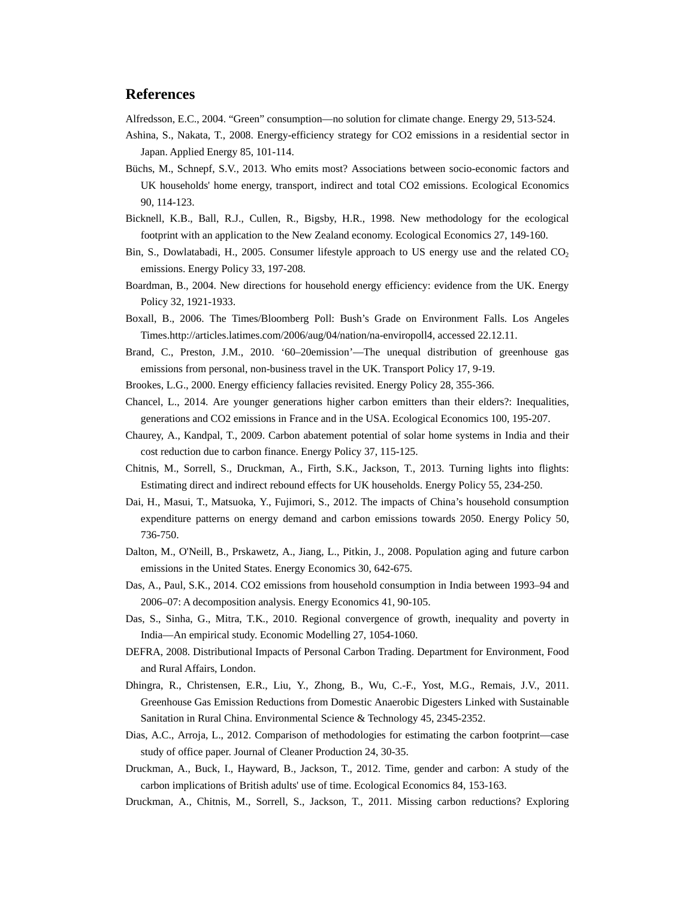## References

Alfredsson, E.C., 2004. “Green” consumption—no solution for climate change. Energy 29, 513-524.

Ashina, S., Nakata, T., 2008. Energy-efficiency strategy for CO2 emissions in a residential sector in Japan. Applied Energy 85, 101-114.

Büchs, M., Schnepf, S.V., 2013. Who emits most? Associations between socio-economic factors and UK households' home energy, transport, indirect and total CO2 emissions. Ecological Economics 90, 114-123.

Bicknell, K.B., Ball, R.J., Cullen, R., Bigsby, H.R., 1998. New methodology for the ecological footprint with an application to the New Zealand economy. Ecological Economics 27, 149-160.

Bin, S., Dowlatabadi, H., 2005. Consumer lifestyle approach to US energy use and the related $CO_2$ emissions. Energy Policy 33, 197-208.

Boardman, B., 2004. New directions for household energy efficiency: evidence from the UK. Energy Policy 32, 1921-1933.

Boxall, B., 2006. The Times/Bloomberg Poll: Bush’s Grade on Environment Falls. Los Angeles Times.http://articles.latimes.com/2006/aug/04/nation/na-enviropoll4, accessed 22.12.11.

Brand, C., Preston, J.M., 2010. ‘60–20emission’—The unequal distribution of greenhouse gas emissions from personal, non-business travel in the UK. Transport Policy 17, 9-19.

Brookes, L.G., 2000. Energy efficiency fallacies revisited. Energy Policy 28, 355-366.

Chancel, L., 2014. Are younger generations higher carbon emitters than their elders?: Inequalities, generations and CO2 emissions in France and in the USA. Ecological Economics 100, 195-207.

Chaurey, A., Kandpal, T., 2009. Carbon abatement potential of solar home systems in India and their cost reduction due to carbon finance. Energy Policy 37, 115-125.

Chitnis, M., Sorrell, S., Druckman, A., Firth, S.K., Jackson, T., 2013. Turning lights into flights: Estimating direct and indirect rebound effects for UK households. Energy Policy 55, 234-250.

Dai, H., Masui, T., Matsuoka, Y., Fujimori, S., 2012. The impacts of China’s household consumption expenditure patterns on energy demand and carbon emissions towards 2050. Energy Policy 50, 736-750.

Dalton, M., O'Neill, B., Prskawetz, A., Jiang, L., Pitkin, J., 2008. Population aging and future carbon emissions in the United States. Energy Economics 30, 642-675.

Das, A., Paul, S.K., 2014. CO2 emissions from household consumption in India between 1993–94 and 2006–07: A decomposition analysis. Energy Economics 41, 90-105.

Das, S., Sinha, G., Mitra, T.K., 2010. Regional convergence of growth, inequality and poverty in India—An empirical study. Economic Modelling 27, 1054-1060.

DEFRA, 2008. Distributional Impacts of Personal Carbon Trading. Department for Environment, Food and Rural Affairs, London.

Dhingra, R., Christensen, E.R., Liu, Y., Zhong, B., Wu, C.-F., Yost, M.G., Remais, J.V., 2011. Greenhouse Gas Emission Reductions from Domestic Anaerobic Digesters Linked with Sustainable Sanitation in Rural China. Environmental Science & Technology 45, 2345-2352.

Dias, A.C., Arroja, L., 2012. Comparison of methodologies for estimating the carbon footprint—case study of office paper. Journal of Cleaner Production 24, 30-35.

Druckman, A., Buck, I., Hayward, B., Jackson, T., 2012. Time, gender and carbon: A study of the carbon implications of British adults' use of time. Ecological Economics 84, 153-163.

Druckman, A., Chitnis, M., Sorrell, S., Jackson, T., 2011. Missing carbon reductions? Exploring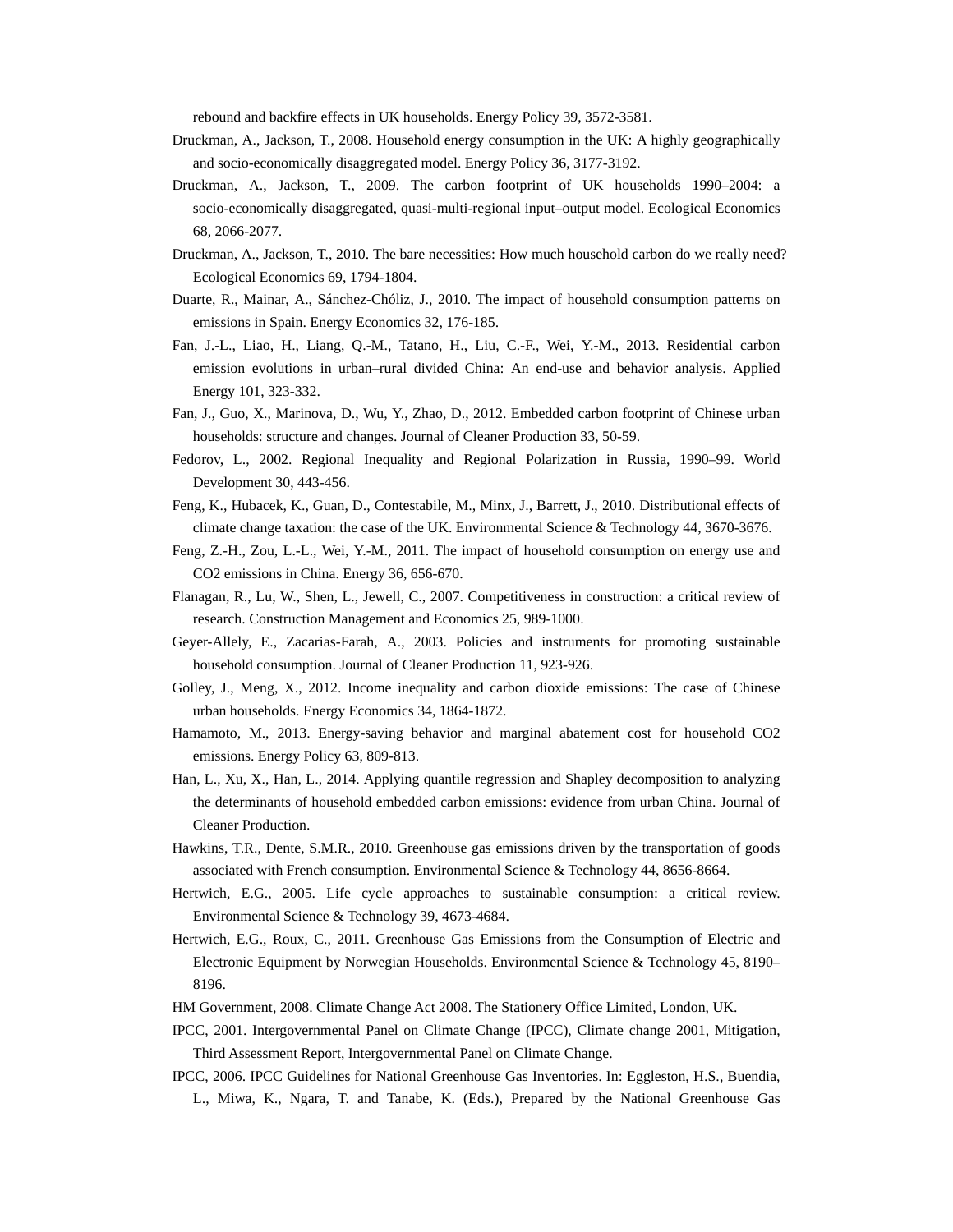rebound and backfire effects in UK households. Energy Policy 39, 3572-3581.

Druckman, A., Jackson, T., 2008. Household energy consumption in the UK: A highly geographically and socio-economically disaggregated model. Energy Policy 36, 3177-3192.

Druckman, A., Jackson, T., 2009. The carbon footprint of UK households 1990–2004: a socio-economically disaggregated, quasi-multi-regional input–output model. Ecological Economics 68, 2066-2077.

Druckman, A., Jackson, T., 2010. The bare necessities: How much household carbon do we really need? Ecological Economics 69, 1794-1804.

Duarte, R., Mainar, A., Sánchez-Chóliz, J., 2010. The impact of household consumption patterns on emissions in Spain. Energy Economics 32, 176-185.

Fan, J.-L., Liao, H., Liang, Q.-M., Tatano, H., Liu, C.-F., Wei, Y.-M., 2013. Residential carbon emission evolutions in urban–rural divided China: An end-use and behavior analysis. Applied Energy 101, 323-332.

Fan, J., Guo, X., Marinova, D., Wu, Y., Zhao, D., 2012. Embedded carbon footprint of Chinese urban households: structure and changes. Journal of Cleaner Production 33, 50-59.

Fedorov, L., 2002. Regional Inequality and Regional Polarization in Russia, 1990–99. World Development 30, 443-456.

Feng, K., Hubacek, K., Guan, D., Contestabile, M., Minx, J., Barrett, J., 2010. Distributional effects of climate change taxation: the case of the UK. Environmental Science & Technology 44, 3670-3676.

Feng, Z.-H., Zou, L.-L., Wei, Y.-M., 2011. The impact of household consumption on energy use and CO2 emissions in China. Energy 36, 656-670.

Flanagan, R., Lu, W., Shen, L., Jewell, C., 2007. Competitiveness in construction: a critical review of research. Construction Management and Economics 25, 989-1000.

Geyer-Allely, E., Zacarias-Farah, A., 2003. Policies and instruments for promoting sustainable household consumption. Journal of Cleaner Production 11, 923-926.

Golley, J., Meng, X., 2012. Income inequality and carbon dioxide emissions: The case of Chinese urban households. Energy Economics 34, 1864-1872.

Hamamoto, M., 2013. Energy-saving behavior and marginal abatement cost for household CO2 emissions. Energy Policy 63, 809-813.

Han, L., Xu, X., Han, L., 2014. Applying quantile regression and Shapley decomposition to analyzing the determinants of household embedded carbon emissions: evidence from urban China. Journal of Cleaner Production.

Hawkins, T.R., Dente, S.M.R., 2010. Greenhouse gas emissions driven by the transportation of goods associated with French consumption. Environmental Science & Technology 44, 8656-8664.

Hertwich, E.G., 2005. Life cycle approaches to sustainable consumption: a critical review. Environmental Science & Technology 39, 4673-4684.

Hertwich, E.G., Roux, C., 2011. Greenhouse Gas Emissions from the Consumption of Electric and Electronic Equipment by Norwegian Households. Environmental Science & Technology 45, 8190–8196.

HM Government, 2008. Climate Change Act 2008. The Stationery Office Limited, London, UK.

IPCC, 2001. Intergovernmental Panel on Climate Change (IPCC), Climate change 2001, Mitigation, Third Assessment Report, Intergovernmental Panel on Climate Change.

IPCC, 2006. IPCC Guidelines for National Greenhouse Gas Inventories. In: Eggleston, H.S., Buendia, L., Miwa, K., Ngara, T. and Tanabe, K. (Eds.), Prepared by the National Greenhouse Gas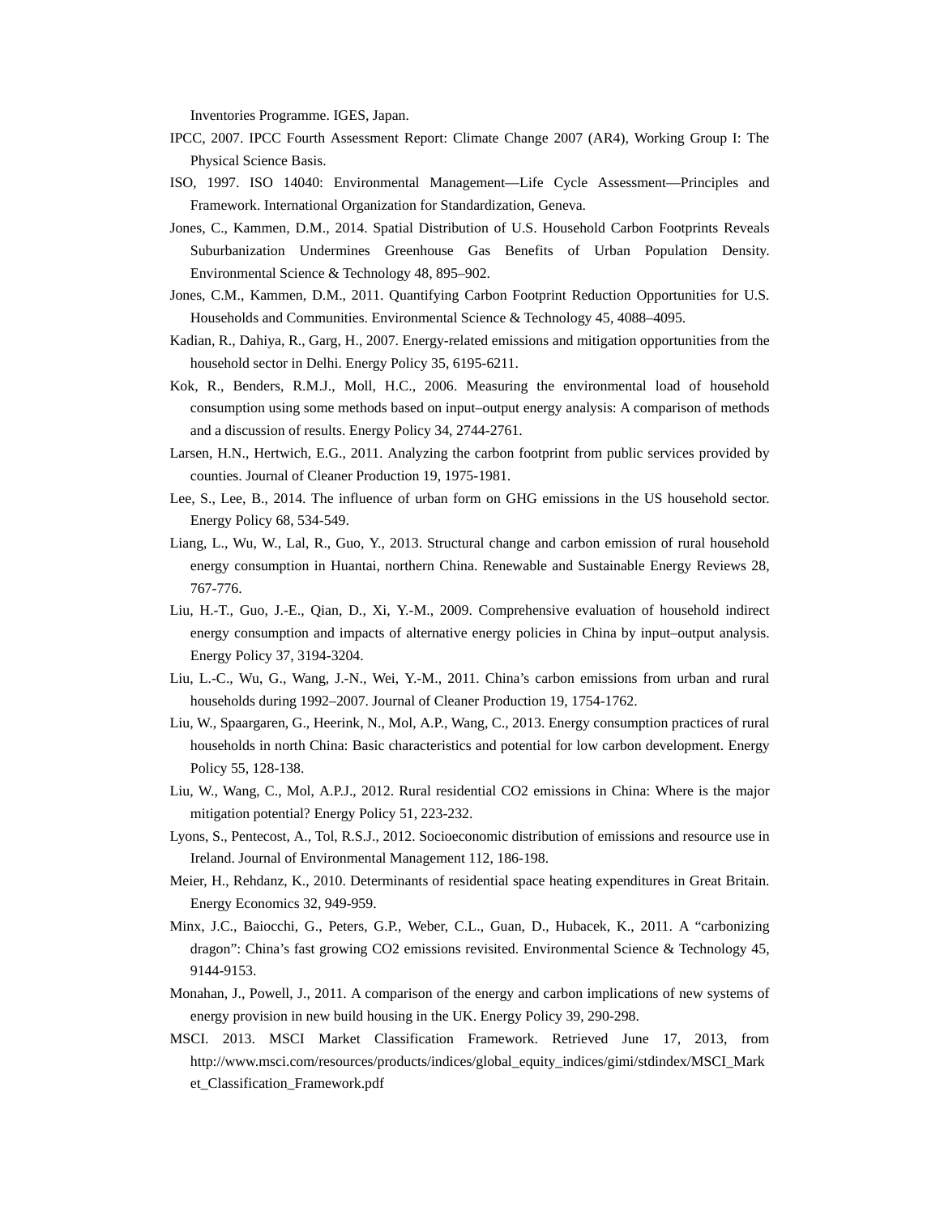Inventories Programme. IGES, Japan.

IPCC, 2007. IPCC Fourth Assessment Report: Climate Change 2007 (AR4), Working Group I: The Physical Science Basis.

ISO, 1997. ISO 14040: Environmental Management—Life Cycle Assessment—Principles and Framework. International Organization for Standardization, Geneva.

Jones, C., Kammen, D.M., 2014. Spatial Distribution of U.S. Household Carbon Footprints Reveals Suburbanization Undermines Greenhouse Gas Benefits of Urban Population Density. Environmental Science & Technology 48, 895–902.

Jones, C.M., Kammen, D.M., 2011. Quantifying Carbon Footprint Reduction Opportunities for U.S. Households and Communities. Environmental Science & Technology 45, 4088–4095.

Kadian, R., Dahiya, R., Garg, H., 2007. Energy-related emissions and mitigation opportunities from the household sector in Delhi. Energy Policy 35, 6195-6211.

Kok, R., Benders, R.M.J., Moll, H.C., 2006. Measuring the environmental load of household consumption using some methods based on input–output energy analysis: A comparison of methods and a discussion of results. Energy Policy 34, 2744-2761.

Larsen, H.N., Hertwich, E.G., 2011. Analyzing the carbon footprint from public services provided by counties. Journal of Cleaner Production 19, 1975-1981.

Lee, S., Lee, B., 2014. The influence of urban form on GHG emissions in the US household sector. Energy Policy 68, 534-549.

Liang, L., Wu, W., Lal, R., Guo, Y., 2013. Structural change and carbon emission of rural household energy consumption in Huantai, northern China. Renewable and Sustainable Energy Reviews 28, 767-776.

Liu, H.-T., Guo, J.-E., Qian, D., Xi, Y.-M., 2009. Comprehensive evaluation of household indirect energy consumption and impacts of alternative energy policies in China by input–output analysis. Energy Policy 37, 3194-3204.

Liu, L.-C., Wu, G., Wang, J.-N., Wei, Y.-M., 2011. China's carbon emissions from urban and rural households during 1992–2007. Journal of Cleaner Production 19, 1754-1762.

Liu, W., Spaargaren, G., Heerink, N., Mol, A.P., Wang, C., 2013. Energy consumption practices of rural households in north China: Basic characteristics and potential for low carbon development. Energy Policy 55, 128-138.

Liu, W., Wang, C., Mol, A.P.J., 2012. Rural residential CO2 emissions in China: Where is the major mitigation potential? Energy Policy 51, 223-232.

Lyons, S., Pentecost, A., Tol, R.S.J., 2012. Socioeconomic distribution of emissions and resource use in Ireland. Journal of Environmental Management 112, 186-198.

Meier, H., Rehdanz, K., 2010. Determinants of residential space heating expenditures in Great Britain. Energy Economics 32, 949-959.

Minx, J.C., Baiocchi, G., Peters, G.P., Weber, C.L., Guan, D., Hubacek, K., 2011. A "carbonizing dragon": China's fast growing CO2 emissions revisited. Environmental Science & Technology 45, 9144-9153.

Monahan, J., Powell, J., 2011. A comparison of the energy and carbon implications of new systems of energy provision in new build housing in the UK. Energy Policy 39, 290-298.

MSCI. 2013. MSCI Market Classification Framework. Retrieved June 17, 2013, from http://www.msci.com/resources/products/indices/global_equity_indices/gimi/stdindex/MSCI_Market_Classification_Framework.pdf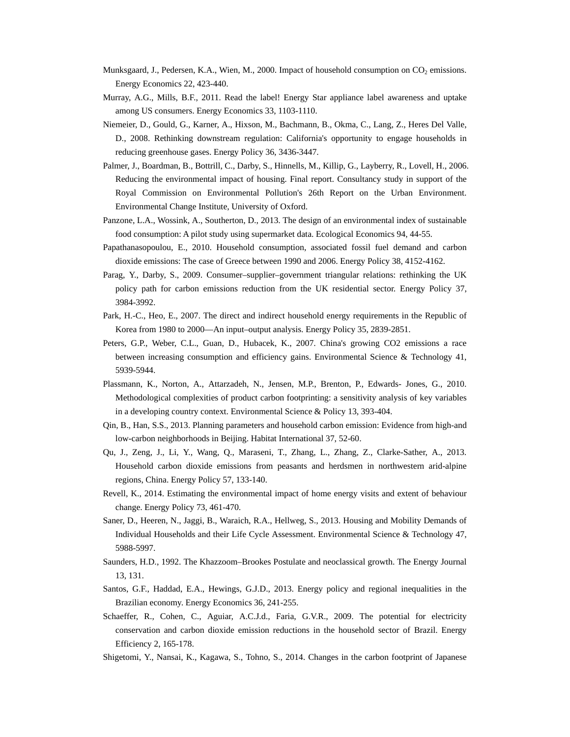Munksgaard, J., Pedersen, K.A., Wien, M., 2000. Impact of household consumption on $CO_2$ emissions. Energy Economics 22, 423-440.

Murray, A.G., Mills, B.F., 2011. Read the label! Energy Star appliance label awareness and uptake among US consumers. Energy Economics 33, 1103-1110.

Niemeier, D., Gould, G., Karner, A., Hixson, M., Bachmann, B., Okma, C., Lang, Z., Heres Del Valle, D., 2008. Rethinking downstream regulation: California's opportunity to engage households in reducing greenhouse gases. Energy Policy 36, 3436-3447.

Palmer, J., Boardman, B., Bottrill, C., Darby, S., Hinnells, M., Killip, G., Layberry, R., Lovell, H., 2006. Reducing the environmental impact of housing. Final report. Consultancy study in support of the Royal Commission on Environmental Pollution's 26th Report on the Urban Environment. Environmental Change Institute, University of Oxford.

Panzone, L.A., Wossink, A., Southerton, D., 2013. The design of an environmental index of sustainable food consumption: A pilot study using supermarket data. Ecological Economics 94, 44-55.

Papathanasopoulou, E., 2010. Household consumption, associated fossil fuel demand and carbon dioxide emissions: The case of Greece between 1990 and 2006. Energy Policy 38, 4152-4162.

Parag, Y., Darby, S., 2009. Consumer–supplier–government triangular relations: rethinking the UK policy path for carbon emissions reduction from the UK residential sector. Energy Policy 37, 3984-3992.

Park, H.-C., Heo, E., 2007. The direct and indirect household energy requirements in the Republic of Korea from 1980 to 2000—An input–output analysis. Energy Policy 35, 2839-2851.

Peters, G.P., Weber, C.L., Guan, D., Hubacek, K., 2007. China's growing CO2 emissions a race between increasing consumption and efficiency gains. Environmental Science & Technology 41, 5939-5944.

Plassmann, K., Norton, A., Attarzadeh, N., Jensen, M.P., Brenton, P., Edwards- Jones, G., 2010. Methodological complexities of product carbon footprinting: a sensitivity analysis of key variables in a developing country context. Environmental Science & Policy 13, 393-404.

Qin, B., Han, S.S., 2013. Planning parameters and household carbon emission: Evidence from high-and low-carbon neighborhoods in Beijing. Habitat International 37, 52-60.

Qu, J., Zeng, J., Li, Y., Wang, Q., Maraseni, T., Zhang, L., Zhang, Z., Clarke-Sather, A., 2013. Household carbon dioxide emissions from peasants and herdsmen in northwestern arid-alpine regions, China. Energy Policy 57, 133-140.

Revell, K., 2014. Estimating the environmental impact of home energy visits and extent of behaviour change. Energy Policy 73, 461-470.

Saner, D., Heeren, N., Jaggi, B., Waraich, R.A., Hellweg, S., 2013. Housing and Mobility Demands of Individual Households and their Life Cycle Assessment. Environmental Science & Technology 47, 5988-5997.

Saunders, H.D., 1992. The Khazzoom–Brookes Postulate and neoclassical growth. The Energy Journal 13, 131.

Santos, G.F., Haddad, E.A., Hewings, G.J.D., 2013. Energy policy and regional inequalities in the Brazilian economy. Energy Economics 36, 241-255.

Schaeffer, R., Cohen, C., Aguiar, A.C.J.d., Faria, G.V.R., 2009. The potential for electricity conservation and carbon dioxide emission reductions in the household sector of Brazil. Energy Efficiency 2, 165-178.

Shigetomi, Y., Nansai, K., Kagawa, S., Tohno, S., 2014. Changes in the carbon footprint of Japanese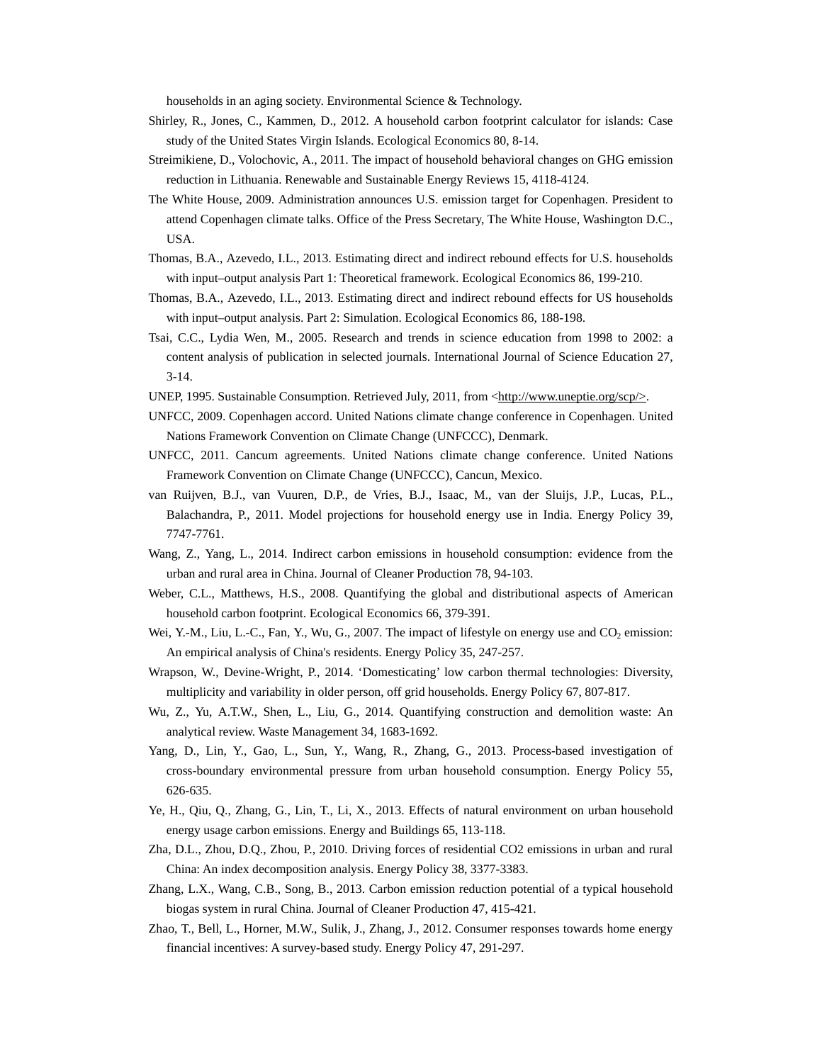households in an aging society. Environmental Science & Technology.

Shirley, R., Jones, C., Kammen, D., 2012. A household carbon footprint calculator for islands: Case study of the United States Virgin Islands. Ecological Economics 80, 8-14.

Streimikiene, D., Volochovic, A., 2011. The impact of household behavioral changes on GHG emission reduction in Lithuania. Renewable and Sustainable Energy Reviews 15, 4118-4124.

The White House, 2009. Administration announces U.S. emission target for Copenhagen. President to attend Copenhagen climate talks. Office of the Press Secretary, The White House, Washington D.C., USA.

Thomas, B.A., Azevedo, I.L., 2013. Estimating direct and indirect rebound effects for U.S. households with input–output analysis Part 1: Theoretical framework. Ecological Economics 86, 199-210.

Thomas, B.A., Azevedo, I.L., 2013. Estimating direct and indirect rebound effects for US households with input–output analysis. Part 2: Simulation. Ecological Economics 86, 188-198.

Tsai, C.C., Lydia Wen, M., 2005. Research and trends in science education from 1998 to 2002: a content analysis of publication in selected journals. International Journal of Science Education 27, 3-14.

UNEP, 1995. Sustainable Consumption. Retrieved July, 2011, from <http://www.uneptie.org/scp/>.

UNFCC, 2009. Copenhagen accord. United Nations climate change conference in Copenhagen. United Nations Framework Convention on Climate Change (UNFCCC), Denmark.

UNFCC, 2011. Cancum agreements. United Nations climate change conference. United Nations Framework Convention on Climate Change (UNFCCC), Cancun, Mexico.

van Ruijven, B.J., van Vuuren, D.P., de Vries, B.J., Isaac, M., van der Sluijs, J.P., Lucas, P.L., Balachandra, P., 2011. Model projections for household energy use in India. Energy Policy 39, 7747-7761.

Wang, Z., Yang, L., 2014. Indirect carbon emissions in household consumption: evidence from the urban and rural area in China. Journal of Cleaner Production 78, 94-103.

Weber, C.L., Matthews, H.S., 2008. Quantifying the global and distributional aspects of American household carbon footprint. Ecological Economics 66, 379-391.

Wei, Y.-M., Liu, L.-C., Fan, Y., Wu, G., 2007. The impact of lifestyle on energy use and $CO_2$ emission: An empirical analysis of China's residents. Energy Policy 35, 247-257.

Wrapson, W., Devine-Wright, P., 2014. 'Domesticating' low carbon thermal technologies: Diversity, multiplicity and variability in older person, off grid households. Energy Policy 67, 807-817.

Wu, Z., Yu, A.T.W., Shen, L., Liu, G., 2014. Quantifying construction and demolition waste: An analytical review. Waste Management 34, 1683-1692.

Yang, D., Lin, Y., Gao, L., Sun, Y., Wang, R., Zhang, G., 2013. Process-based investigation of cross-boundary environmental pressure from urban household consumption. Energy Policy 55, 626-635.

Ye, H., Qiu, Q., Zhang, G., Lin, T., Li, X., 2013. Effects of natural environment on urban household energy usage carbon emissions. Energy and Buildings 65, 113-118.

Zha, D.L., Zhou, D.Q., Zhou, P., 2010. Driving forces of residential CO2 emissions in urban and rural China: An index decomposition analysis. Energy Policy 38, 3377-3383.

Zhang, L.X., Wang, C.B., Song, B., 2013. Carbon emission reduction potential of a typical household biogas system in rural China. Journal of Cleaner Production 47, 415-421.

Zhao, T., Bell, L., Horner, M.W., Sulik, J., Zhang, J., 2012. Consumer responses towards home energy financial incentives: A survey-based study. Energy Policy 47, 291-297.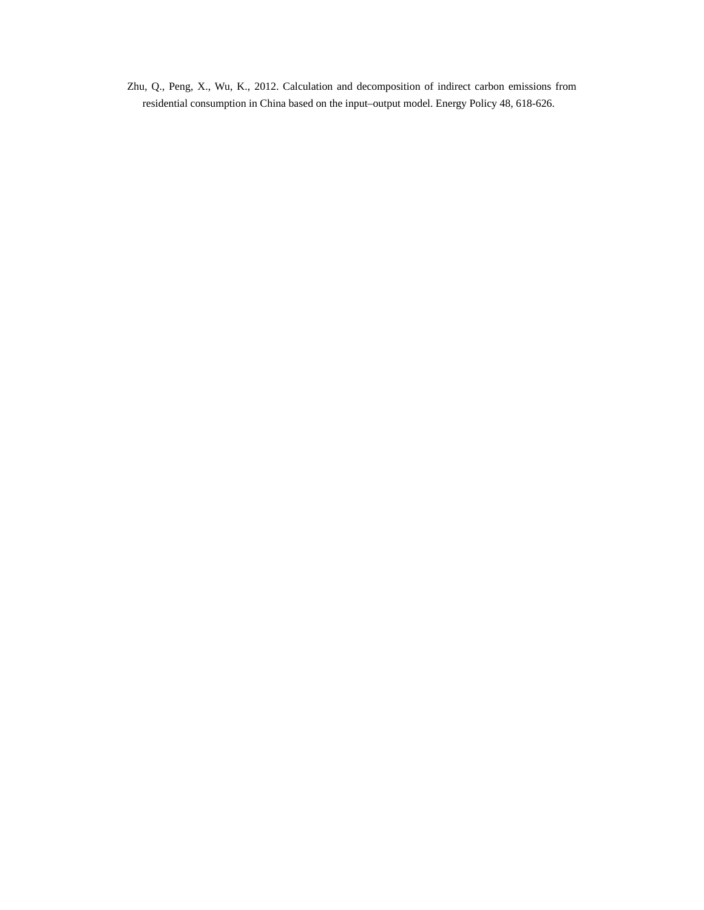Zhu, Q., Peng, X., Wu, K., 2012. Calculation and decomposition of indirect carbon emissions from residential consumption in China based on the input–output model. Energy Policy 48, 618-626.